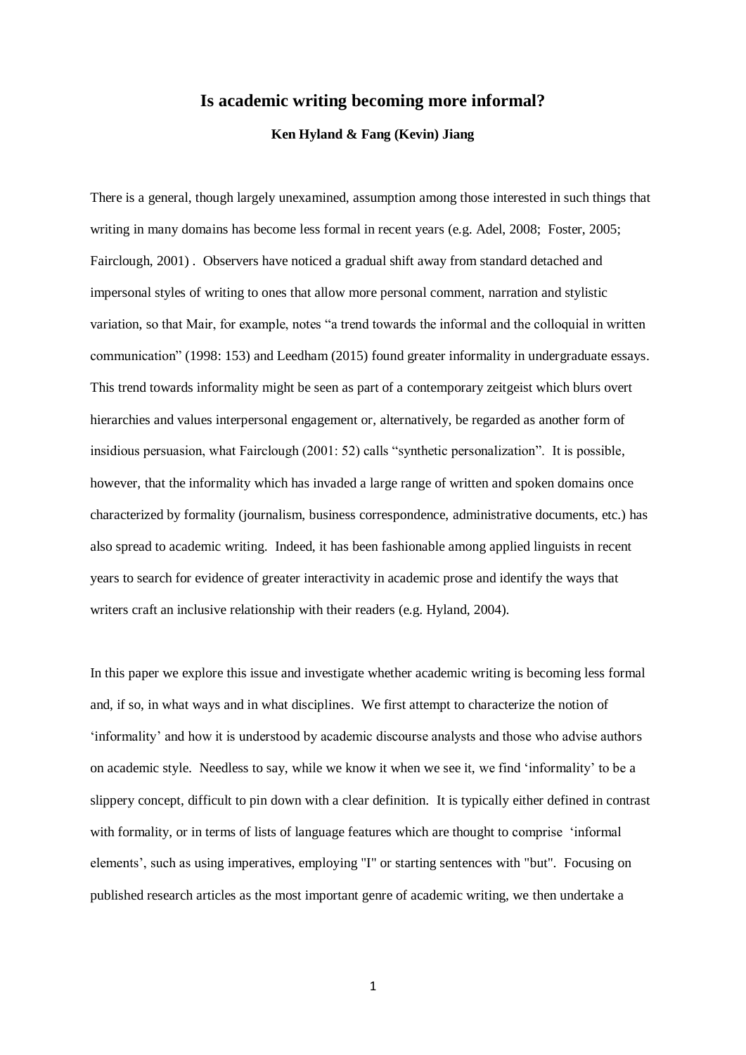# Is academic writing becoming more informal?

**Ken Hyland & Fang (Kevin) Jiang**

There is a general, though largely unexamined, assumption among those interested in such things that writing in many domains has become less formal in recent years (e.g. Adel, 2008; Foster, 2005; Fairclough, 2001) . Observers have noticed a gradual shift away from standard detached and impersonal styles of writing to ones that allow more personal comment, narration and stylistic variation, so that Mair, for example, notes "a trend towards the informal and the colloquial in written communication" (1998: 153) and Leedham (2015) found greater informality in undergraduate essays. This trend towards informality might be seen as part of a contemporary zeitgeist which blurs overt hierarchies and values interpersonal engagement or, alternatively, be regarded as another form of insidious persuasion, what Fairclough (2001: 52) calls "synthetic personalization". It is possible, however, that the informality which has invaded a large range of written and spoken domains once characterized by formality (journalism, business correspondence, administrative documents, etc.) has also spread to academic writing. Indeed, it has been fashionable among applied linguists in recent years to search for evidence of greater interactivity in academic prose and identify the ways that writers craft an inclusive relationship with their readers (e.g. Hyland, 2004).

In this paper we explore this issue and investigate whether academic writing is becoming less formal and, if so, in what ways and in what disciplines. We first attempt to characterize the notion of 'informality' and how it is understood by academic discourse analysts and those who advise authors on academic style. Needless to say, while we know it when we see it, we find 'informality' to be a slippery concept, difficult to pin down with a clear definition. It is typically either defined in contrast with formality, or in terms of lists of language features which are thought to comprise 'informal elements', such as using imperatives, employing "I" or starting sentences with "but". Focusing on published research articles as the most important genre of academic writing, we then undertake a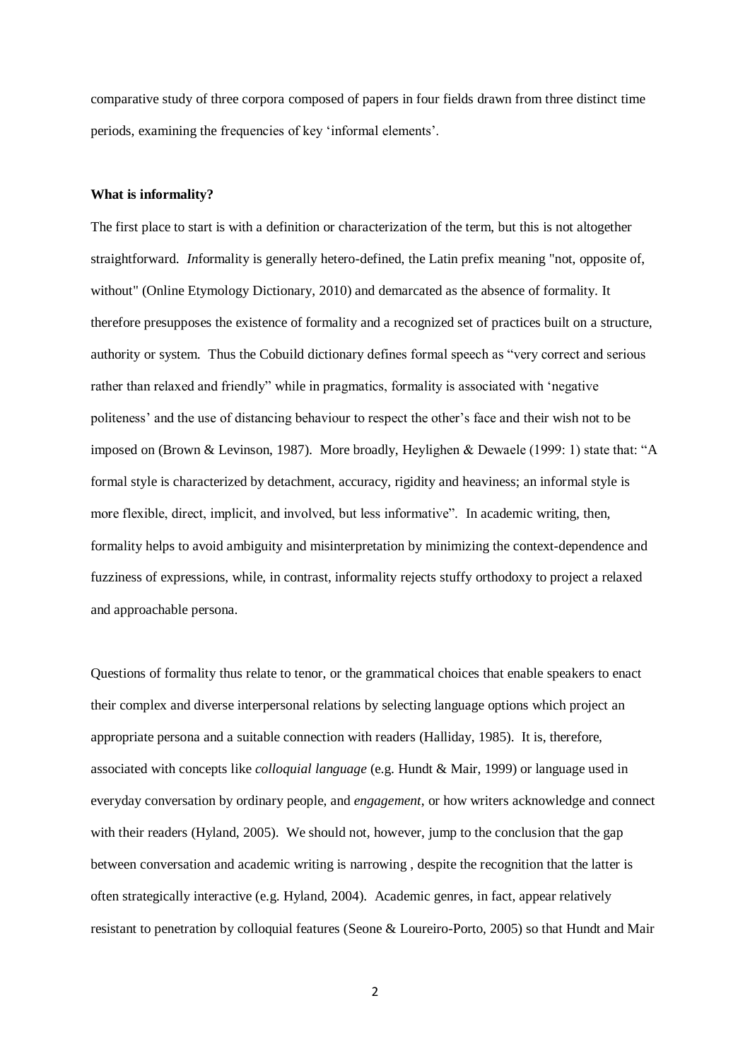comparative study of three corpora composed of papers in four fields drawn from three distinct time periods, examining the frequencies of key 'informal elements'.

**What is informality?**

The first place to start is with a definition or characterization of the term, but this is not altogether straightforward. *In*formality is generally hetero-defined, the Latin prefix meaning "not, opposite of, without" (Online Etymology Dictionary, 2010) and demarcated as the absence of formality. It therefore presupposes the existence of formality and a recognized set of practices built on a structure, authority or system. Thus the Cobuild dictionary defines formal speech as "very correct and serious rather than relaxed and friendly" while in pragmatics, formality is associated with 'negative politeness' and the use of distancing behaviour to respect the other's face and their wish not to be imposed on (Brown & Levinson, 1987). More broadly, Heylighen & Dewaele (1999: 1) state that: "A formal style is characterized by detachment, accuracy, rigidity and heaviness; an informal style is more flexible, direct, implicit, and involved, but less informative". In academic writing, then, formality helps to avoid ambiguity and misinterpretation by minimizing the context-dependence and fuzziness of expressions, while, in contrast, informality rejects stuffy orthodoxy to project a relaxed and approachable persona.

Questions of formality thus relate to tenor, or the grammatical choices that enable speakers to enact their complex and diverse interpersonal relations by selecting language options which project an appropriate persona and a suitable connection with readers (Halliday, 1985). It is, therefore, associated with concepts like *colloquial language* (e.g. Hundt & Mair, 1999) or language used in everyday conversation by ordinary people, and *engagement*, or how writers acknowledge and connect with their readers (Hyland, 2005). We should not, however, jump to the conclusion that the gap between conversation and academic writing is narrowing , despite the recognition that the latter is often strategically interactive (e.g. Hyland, 2004). Academic genres, in fact, appear relatively resistant to penetration by colloquial features (Seone & Loureiro-Porto, 2005) so that Hundt and Mair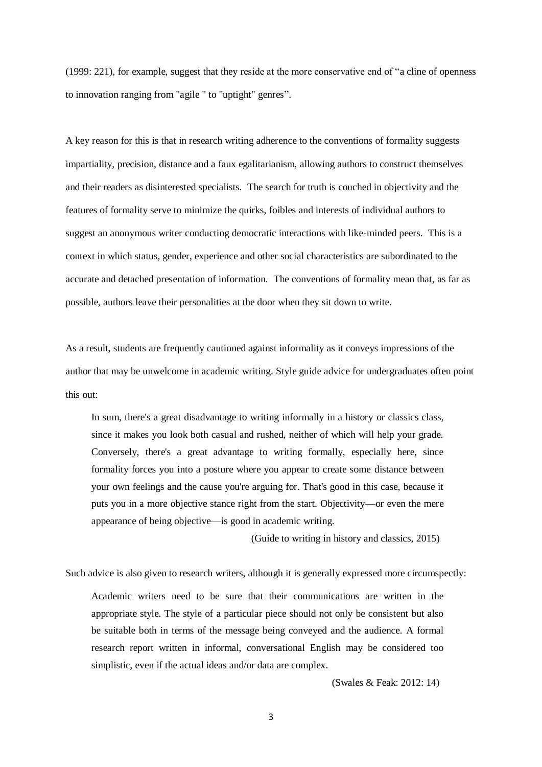(1999: 221), for example, suggest that they reside at the more conservative end of "a cline of openness to innovation ranging from "agile " to "uptight" genres".

A key reason for this is that in research writing adherence to the conventions of formality suggests impartiality, precision, distance and a faux egalitarianism, allowing authors to construct themselves and their readers as disinterested specialists. The search for truth is couched in objectivity and the features of formality serve to minimize the quirks, foibles and interests of individual authors to suggest an anonymous writer conducting democratic interactions with like-minded peers. This is a context in which status, gender, experience and other social characteristics are subordinated to the accurate and detached presentation of information. The conventions of formality mean that, as far as possible, authors leave their personalities at the door when they sit down to write.

As a result, students are frequently cautioned against informality as it conveys impressions of the author that may be unwelcome in academic writing. Style guide advice for undergraduates often point this out:

> In sum, there's a great disadvantage to writing informally in a history or classics class, since it makes you look both casual and rushed, neither of which will help your grade. Conversely, there's a great advantage to writing formally, especially here, since formality forces you into a posture where you appear to create some distance between your own feelings and the cause you're arguing for. That's good in this case, because it puts you in a more objective stance right from the start. Objectivity—or even the mere appearance of being objective—is good in academic writing.
>
> (Guide to writing in history and classics, 2015)

Such advice is also given to research writers, although it is generally expressed more circumspectly:

> Academic writers need to be sure that their communications are written in the appropriate style. The style of a particular piece should not only be consistent but also be suitable both in terms of the message being conveyed and the audience. A formal research report written in informal, conversational English may be considered too simplistic, even if the actual ideas and/or data are complex.
>
> (Swales & Feak: 2012: 14)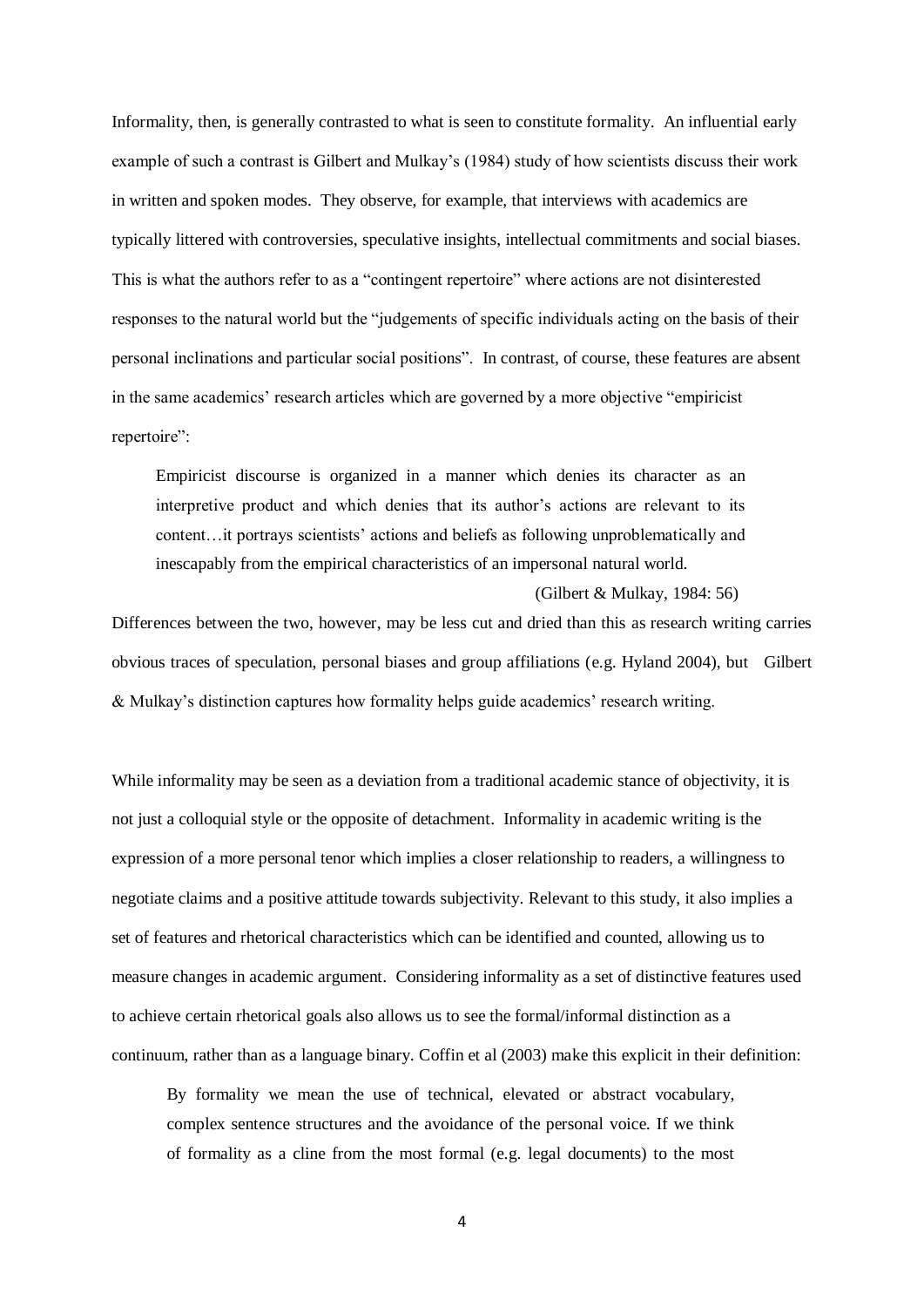Informality, then, is generally contrasted to what is seen to constitute formality. An influential early example of such a contrast is Gilbert and Mulkay's (1984) study of how scientists discuss their work in written and spoken modes. They observe, for example, that interviews with academics are typically littered with controversies, speculative insights, intellectual commitments and social biases. This is what the authors refer to as a "contingent repertoire" where actions are not disinterested responses to the natural world but the "judgements of specific individuals acting on the basis of their personal inclinations and particular social positions". In contrast, of course, these features are absent in the same academics' research articles which are governed by a more objective "empiricist repertoire":

> Empiricist discourse is organized in a manner which denies its character as an interpretive product and which denies that its author's actions are relevant to its content…it portrays scientists' actions and beliefs as following unproblematically and inescapably from the empirical characteristics of an impersonal natural world.
>
> (Gilbert & Mulkay, 1984: 56)

Differences between the two, however, may be less cut and dried than this as research writing carries obvious traces of speculation, personal biases and group affiliations (e.g. Hyland 2004), but Gilbert & Mulkay's distinction captures how formality helps guide academics' research writing.

While informality may be seen as a deviation from a traditional academic stance of objectivity, it is not just a colloquial style or the opposite of detachment. Informality in academic writing is the expression of a more personal tenor which implies a closer relationship to readers, a willingness to negotiate claims and a positive attitude towards subjectivity. Relevant to this study, it also implies a set of features and rhetorical characteristics which can be identified and counted, allowing us to measure changes in academic argument. Considering informality as a set of distinctive features used to achieve certain rhetorical goals also allows us to see the formal/informal distinction as a continuum, rather than as a language binary. Coffin et al (2003) make this explicit in their definition:

> By formality we mean the use of technical, elevated or abstract vocabulary, complex sentence structures and the avoidance of the personal voice. If we think of formality as a cline from the most formal (e.g. legal documents) to the most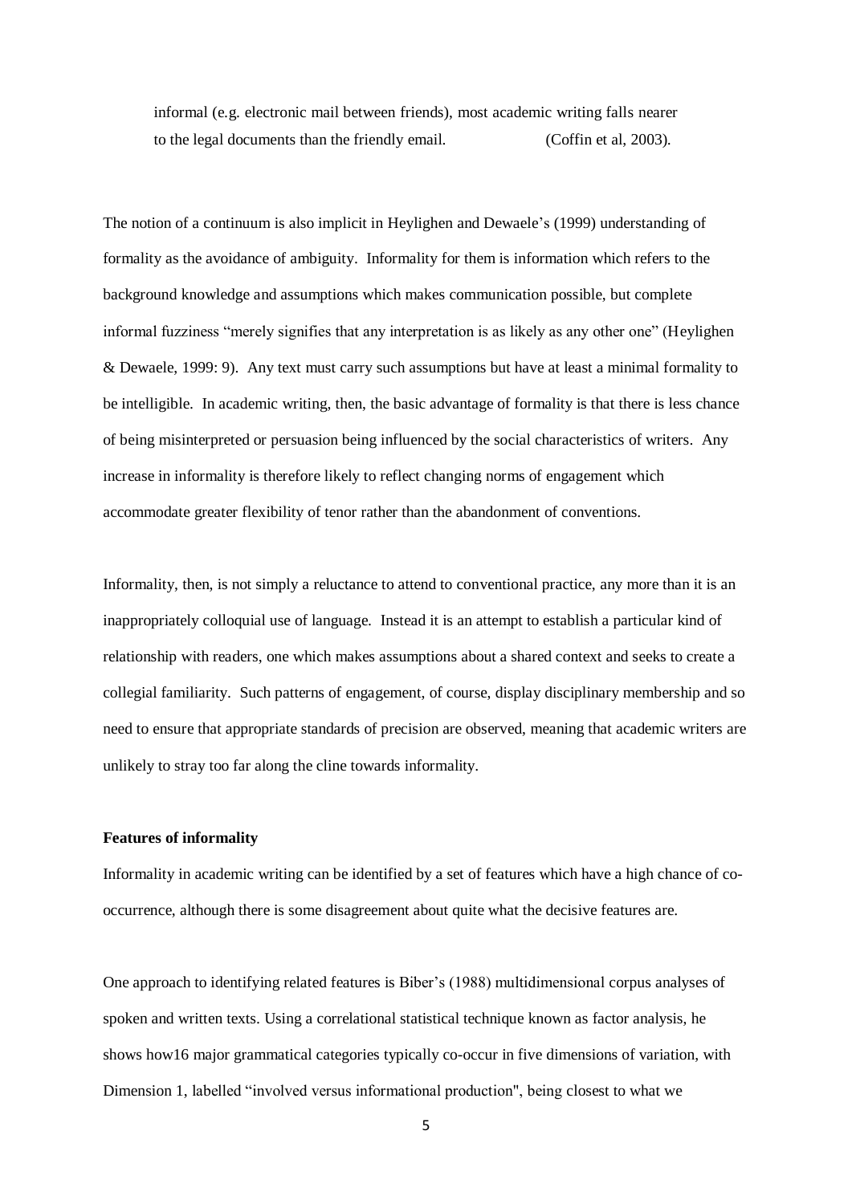> informal (e.g. electronic mail between friends), most academic writing falls nearer to the legal documents than the friendly email. (Coffin et al, 2003).

The notion of a continuum is also implicit in Heylighen and Dewaele's (1999) understanding of formality as the avoidance of ambiguity. Informality for them is information which refers to the background knowledge and assumptions which makes communication possible, but complete informal fuzziness "merely signifies that any interpretation is as likely as any other one" (Heylighen & Dewaele, 1999: 9). Any text must carry such assumptions but have at least a minimal formality to be intelligible. In academic writing, then, the basic advantage of formality is that there is less chance of being misinterpreted or persuasion being influenced by the social characteristics of writers. Any increase in informality is therefore likely to reflect changing norms of engagement which accommodate greater flexibility of tenor rather than the abandonment of conventions.

Informality, then, is not simply a reluctance to attend to conventional practice, any more than it is an inappropriately colloquial use of language. Instead it is an attempt to establish a particular kind of relationship with readers, one which makes assumptions about a shared context and seeks to create a collegial familiarity. Such patterns of engagement, of course, display disciplinary membership and so need to ensure that appropriate standards of precision are observed, meaning that academic writers are unlikely to stray too far along the cline towards informality.

**Features of informality**

Informality in academic writing can be identified by a set of features which have a high chance of co-occurrence, although there is some disagreement about quite what the decisive features are.

One approach to identifying related features is Biber's (1988) multidimensional corpus analyses of spoken and written texts. Using a correlational statistical technique known as factor analysis, he shows how16 major grammatical categories typically co-occur in five dimensions of variation, with Dimension 1, labelled "involved versus informational production", being closest to what we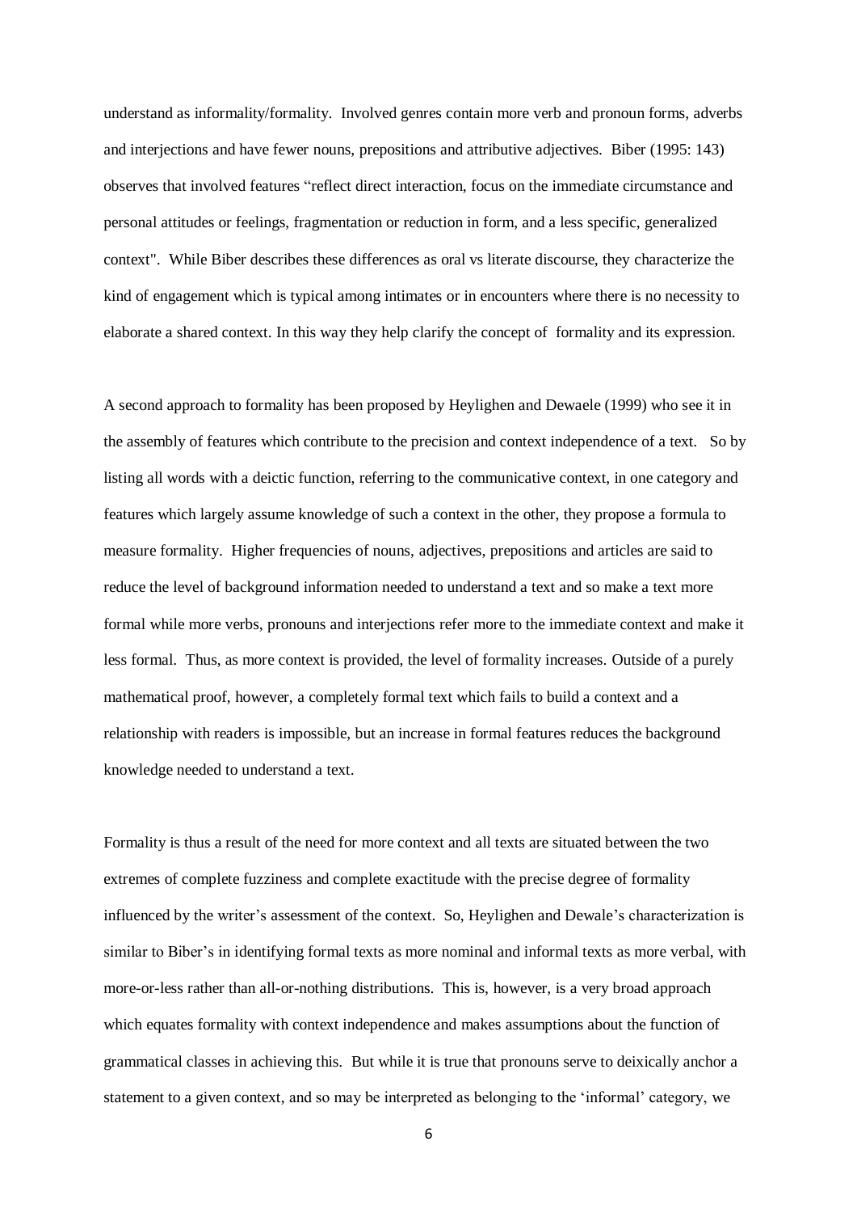understand as informality/formality. Involved genres contain more verb and pronoun forms, adverbs and interjections and have fewer nouns, prepositions and attributive adjectives. Biber (1995: 143) observes that involved features "reflect direct interaction, focus on the immediate circumstance and personal attitudes or feelings, fragmentation or reduction in form, and a less specific, generalized context". While Biber describes these differences as oral vs literate discourse, they characterize the kind of engagement which is typical among intimates or in encounters where there is no necessity to elaborate a shared context. In this way they help clarify the concept of formality and its expression.

A second approach to formality has been proposed by Heylighen and Dewaele (1999) who see it in the assembly of features which contribute to the precision and context independence of a text. So by listing all words with a deictic function, referring to the communicative context, in one category and features which largely assume knowledge of such a context in the other, they propose a formula to measure formality. Higher frequencies of nouns, adjectives, prepositions and articles are said to reduce the level of background information needed to understand a text and so make a text more formal while more verbs, pronouns and interjections refer more to the immediate context and make it less formal. Thus, as more context is provided, the level of formality increases. Outside of a purely mathematical proof, however, a completely formal text which fails to build a context and a relationship with readers is impossible, but an increase in formal features reduces the background knowledge needed to understand a text.

Formality is thus a result of the need for more context and all texts are situated between the two extremes of complete fuzziness and complete exactitude with the precise degree of formality influenced by the writer's assessment of the context. So, Heylighen and Dewale's characterization is similar to Biber's in identifying formal texts as more nominal and informal texts as more verbal, with more-or-less rather than all-or-nothing distributions. This is, however, is a very broad approach which equates formality with context independence and makes assumptions about the function of grammatical classes in achieving this. But while it is true that pronouns serve to deixically anchor a statement to a given context, and so may be interpreted as belonging to the 'informal' category, we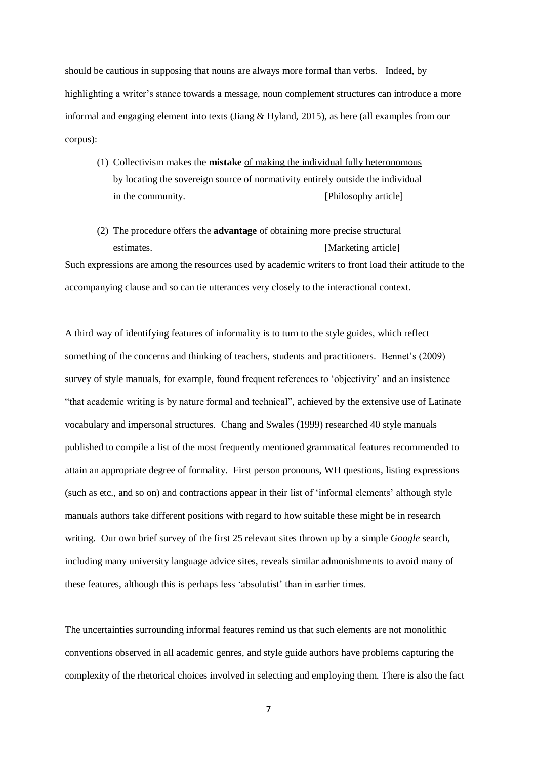should be cautious in supposing that nouns are always more formal than verbs. Indeed, by highlighting a writer's stance towards a message, noun complement structures can introduce a more informal and engaging element into texts (Jiang & Hyland, 2015), as here (all examples from our corpus):

(1) Collectivism makes the **mistake** <u>of making the individual fully heteronomous by locating the sovereign source of normativity entirely outside the individual in the community</u>. [Philosophy article]

(2) The procedure offers the **advantage** <u>of obtaining more precise structural estimates</u>. [Marketing article]

Such expressions are among the resources used by academic writers to front load their attitude to the accompanying clause and so can tie utterances very closely to the interactional context.

A third way of identifying features of informality is to turn to the style guides, which reflect something of the concerns and thinking of teachers, students and practitioners. Bennet's (2009) survey of style manuals, for example, found frequent references to 'objectivity' and an insistence "that academic writing is by nature formal and technical", achieved by the extensive use of Latinate vocabulary and impersonal structures. Chang and Swales (1999) researched 40 style manuals published to compile a list of the most frequently mentioned grammatical features recommended to attain an appropriate degree of formality. First person pronouns, WH questions, listing expressions (such as etc., and so on) and contractions appear in their list of 'informal elements' although style manuals authors take different positions with regard to how suitable these might be in research writing. Our own brief survey of the first 25 relevant sites thrown up by a simple *Google* search, including many university language advice sites, reveals similar admonishments to avoid many of these features, although this is perhaps less 'absolutist' than in earlier times.

The uncertainties surrounding informal features remind us that such elements are not monolithic conventions observed in all academic genres, and style guide authors have problems capturing the complexity of the rhetorical choices involved in selecting and employing them. There is also the fact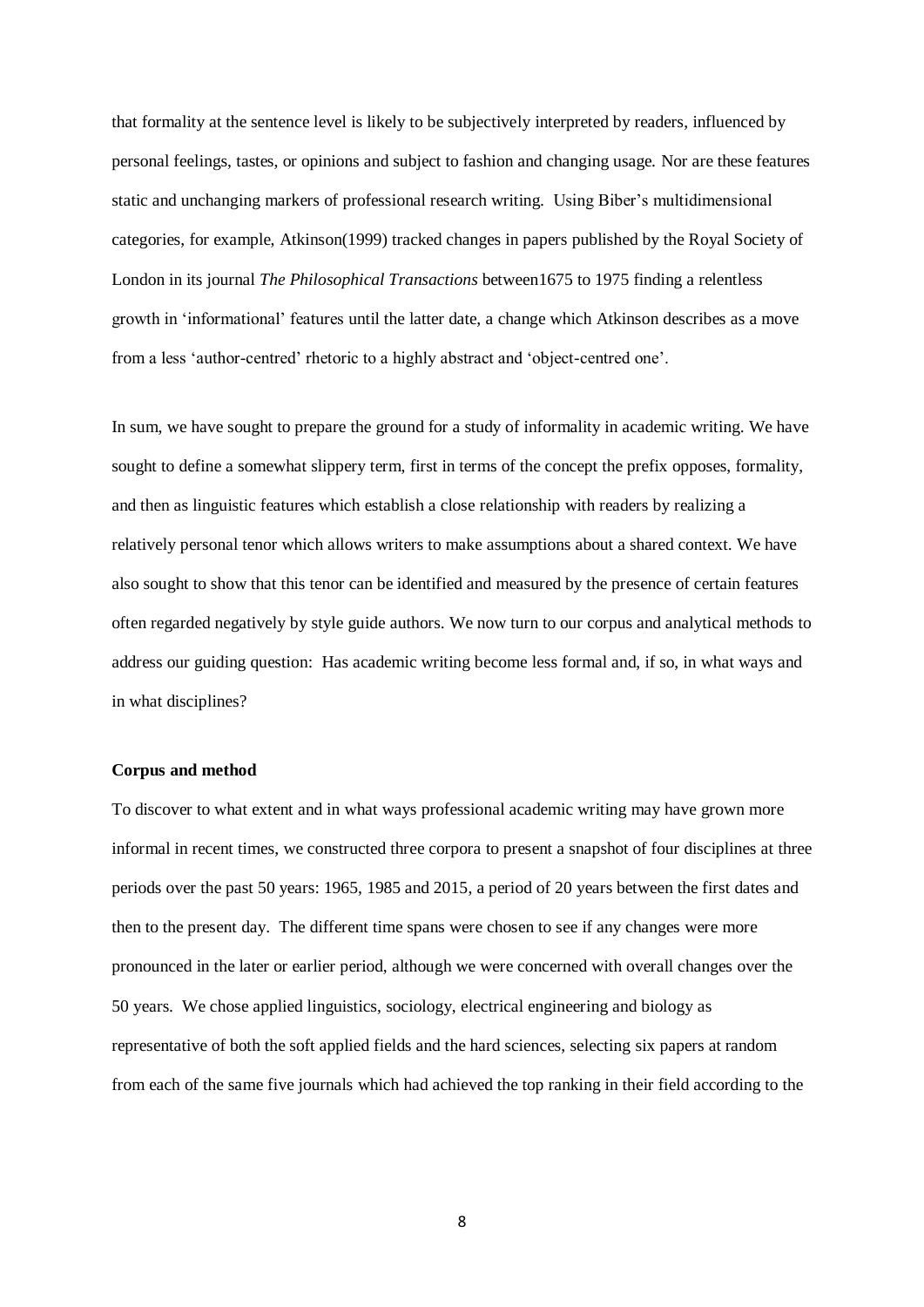that formality at the sentence level is likely to be subjectively interpreted by readers, influenced by personal feelings, tastes, or opinions and subject to fashion and changing usage. Nor are these features static and unchanging markers of professional research writing. Using Biber's multidimensional categories, for example, Atkinson(1999) tracked changes in papers published by the Royal Society of London in its journal *The Philosophical Transactions* between1675 to 1975 finding a relentless growth in 'informational' features until the latter date, a change which Atkinson describes as a move from a less 'author-centred' rhetoric to a highly abstract and 'object-centred one'.

In sum, we have sought to prepare the ground for a study of informality in academic writing. We have sought to define a somewhat slippery term, first in terms of the concept the prefix opposes, formality, and then as linguistic features which establish a close relationship with readers by realizing a relatively personal tenor which allows writers to make assumptions about a shared context. We have also sought to show that this tenor can be identified and measured by the presence of certain features often regarded negatively by style guide authors. We now turn to our corpus and analytical methods to address our guiding question: Has academic writing become less formal and, if so, in what ways and in what disciplines?

**Corpus and method**

To discover to what extent and in what ways professional academic writing may have grown more informal in recent times, we constructed three corpora to present a snapshot of four disciplines at three periods over the past 50 years: 1965, 1985 and 2015, a period of 20 years between the first dates and then to the present day. The different time spans were chosen to see if any changes were more pronounced in the later or earlier period, although we were concerned with overall changes over the 50 years. We chose applied linguistics, sociology, electrical engineering and biology as representative of both the soft applied fields and the hard sciences, selecting six papers at random from each of the same five journals which had achieved the top ranking in their field according to the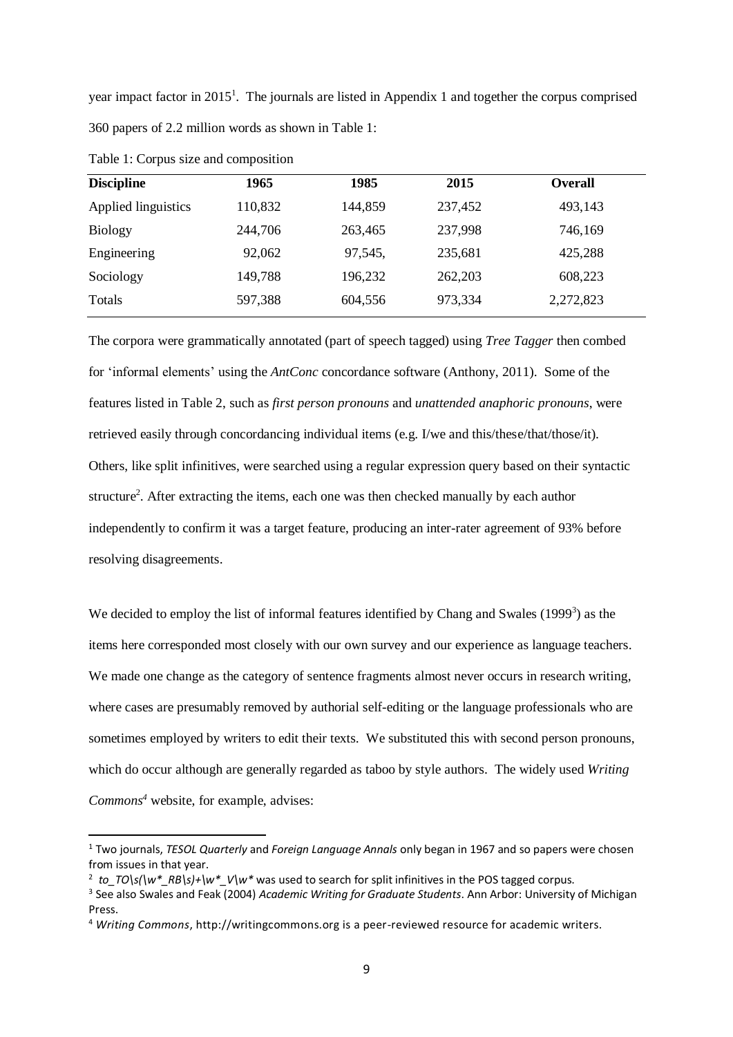year impact factor in 2015[1]. The journals are listed in Appendix 1 and together the corpus comprised 360 papers of 2.2 million words as shown in Table 1:

Table 1: Corpus size and composition

| **Discipline** | **1965** | **1985** | **2015** | **Overall** |
|---|---|---|---|---|
| Applied linguistics | 110,832 | 144,859 | 237,452 | 493,143 |
| Biology | 244,706 | 263,465 | 237,998 | 746,169 |
| Engineering | 92,062 | 97,545, | 235,681 | 425,288 |
| Sociology | 149,788 | 196,232 | 262,203 | 608,223 |
| Totals | 597,388 | 604,556 | 973,334 | 2,272,823 |

The corpora were grammatically annotated (part of speech tagged) using *Tree Tagger* then combed for 'informal elements' using the *AntConc* concordance software (Anthony, 2011). Some of the features listed in Table 2, such as *first person pronouns* and *unattended anaphoric pronouns*, were retrieved easily through concordancing individual items (e.g. I/we and this/these/that/those/it). Others, like split infinitives, were searched using a regular expression query based on their syntactic structure[2]. After extracting the items, each one was then checked manually by each author independently to confirm it was a target feature, producing an inter-rater agreement of 93% before resolving disagreements.

We decided to employ the list of informal features identified by Chang and Swales (1999[3]) as the items here corresponded most closely with our own survey and our experience as language teachers. We made one change as the category of sentence fragments almost never occurs in research writing, where cases are presumably removed by authorial self-editing or the language professionals who are sometimes employed by writers to edit their texts. We substituted this with second person pronouns, which do occur although are generally regarded as taboo by style authors. The widely used *Writing Commons*[4] website, for example, advises:

---

[1] Two journals, *TESOL Quarterly* and *Foreign Language Annals* only began in 1967 and so papers were chosen from issues in that year.

[2] *to_TO\s(\w*_RB\s)+\w*_V\w** was used to search for split infinitives in the POS tagged corpus.

[3] See also Swales and Feak (2004) *Academic Writing for Graduate Students*. Ann Arbor: University of Michigan Press.

[4] *Writing Commons*, http://writingcommons.org is a peer-reviewed resource for academic writers.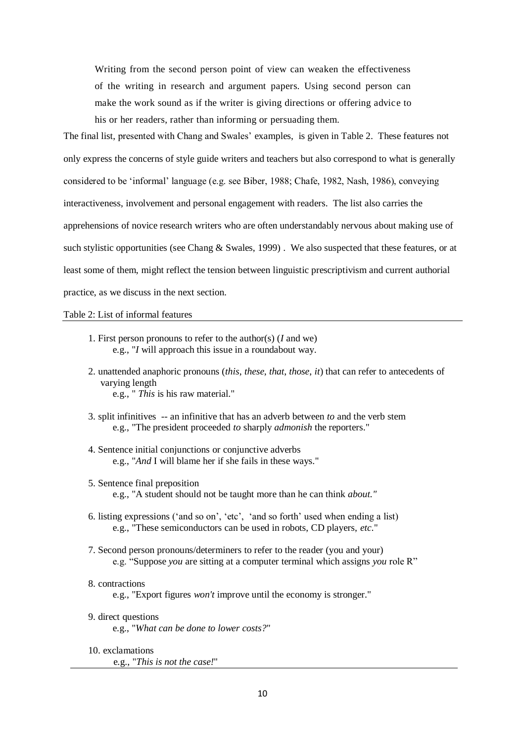> Writing from the second person point of view can weaken the effectiveness of the writing in research and argument papers. Using second person can make the work sound as if the writer is giving directions or offering advice to his or her readers, rather than informing or persuading them.

The final list, presented with Chang and Swales' examples, is given in Table 2. These features not only express the concerns of style guide writers and teachers but also correspond to what is generally considered to be 'informal' language (e.g. see Biber, 1988; Chafe, 1982, Nash, 1986), conveying interactiveness, involvement and personal engagement with readers. The list also carries the apprehensions of novice research writers who are often understandably nervous about making use of such stylistic opportunities (see Chang & Swales, 1999) . We also suspected that these features, or at least some of them, might reflect the tension between linguistic prescriptivism and current authorial practice, as we discuss in the next section.

Table 2: List of informal features

1. First person pronouns to refer to the author(s) (*I* and we)
   e.g., "*I* will approach this issue in a roundabout way.
2. unattended anaphoric pronouns (*this*, *these*, *that*, *those*, *it*) that can refer to antecedents of varying length
   e.g., " *This* is his raw material."
3. split infinitives -- an infinitive that has an adverb between *to* and the verb stem
   e.g., "The president proceeded *to* sharply *admonish* the reporters."
4. Sentence initial conjunctions or conjunctive adverbs
   e.g., "*And* I will blame her if she fails in these ways."
5. Sentence final preposition
   e.g., "A student should not be taught more than he can think *about."*
6. listing expressions ('and so on', 'etc', 'and so forth' used when ending a list)
   e.g., "These semiconductors can be used in robots, CD players, *etc*."
7. Second person pronouns/determiners to refer to the reader (you and your)
   e.g. "Suppose *you* are sitting at a computer terminal which assigns *you* role R"
8. contractions
   e.g., "Export figures *won't* improve until the economy is stronger."
9. direct questions
   e.g., "*What can be done to lower costs?*"
10. exclamations
    e.g., "*This is not the case!*"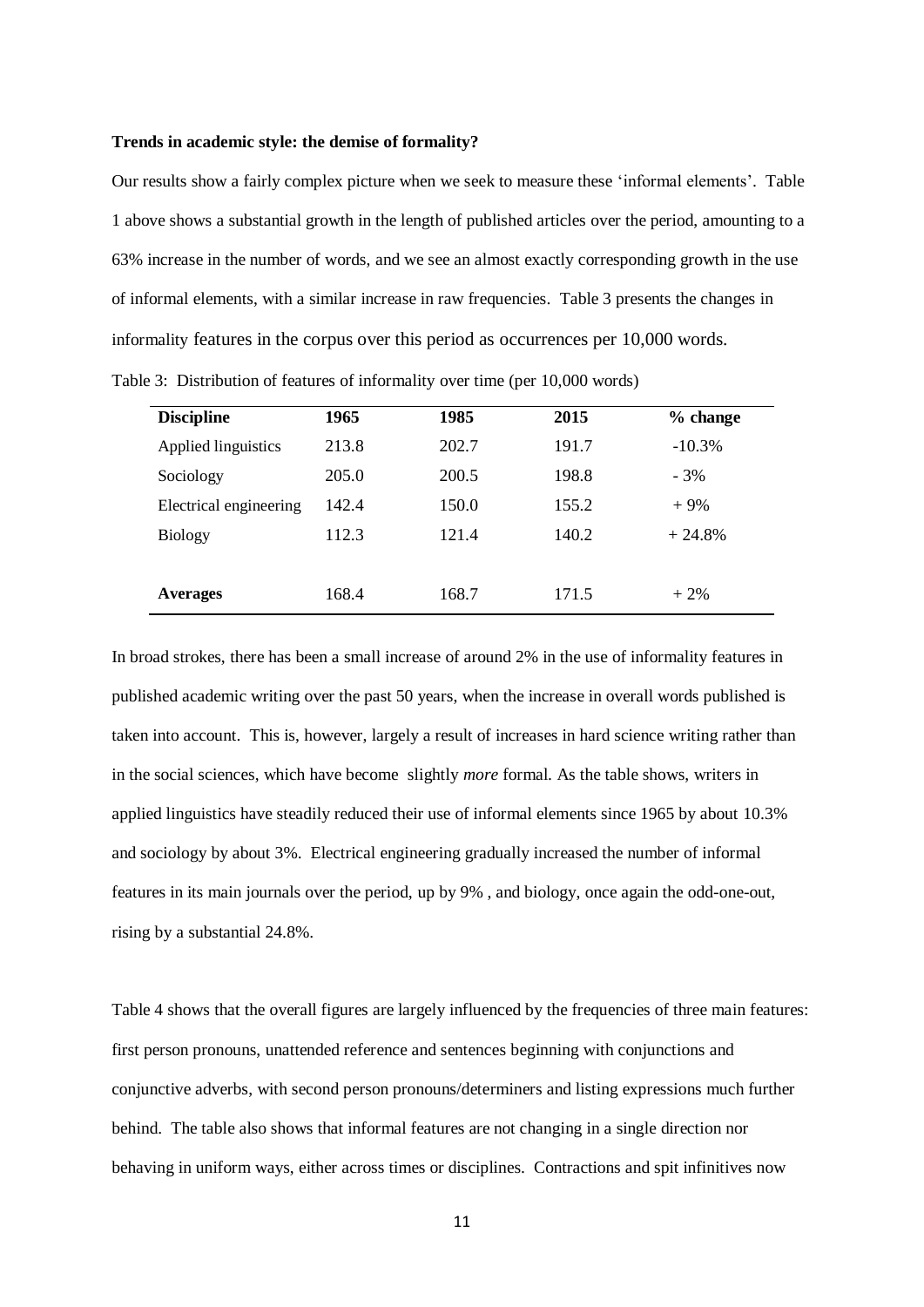**Trends in academic style: the demise of formality?**

Our results show a fairly complex picture when we seek to measure these 'informal elements'. Table 1 above shows a substantial growth in the length of published articles over the period, amounting to a 63% increase in the number of words, and we see an almost exactly corresponding growth in the use of informal elements, with a similar increase in raw frequencies. Table 3 presents the changes in informality features in the corpus over this period as occurrences per 10,000 words.

Table 3: Distribution of features of informality over time (per 10,000 words)

| **Discipline** | **1965** | **1985** | **2015** | **% change** |
|---|---|---|---|---|
| Applied linguistics | 213.8 | 202.7 | 191.7 | -10.3% |
| Sociology | 205.0 | 200.5 | 198.8 | - 3% |
| Electrical engineering | 142.4 | 150.0 | 155.2 | + 9% |
| Biology | 112.3 | 121.4 | 140.2 | + 24.8% |
| **Averages** | 168.4 | 168.7 | 171.5 | + 2% |

In broad strokes, there has been a small increase of around 2% in the use of informality features in published academic writing over the past 50 years, when the increase in overall words published is taken into account. This is, however, largely a result of increases in hard science writing rather than in the social sciences, which have become slightly *more* formal. As the table shows, writers in applied linguistics have steadily reduced their use of informal elements since 1965 by about 10.3% and sociology by about 3%. Electrical engineering gradually increased the number of informal features in its main journals over the period, up by 9% , and biology, once again the odd-one-out, rising by a substantial 24.8%.

Table 4 shows that the overall figures are largely influenced by the frequencies of three main features: first person pronouns, unattended reference and sentences beginning with conjunctions and conjunctive adverbs, with second person pronouns/determiners and listing expressions much further behind. The table also shows that informal features are not changing in a single direction nor behaving in uniform ways, either across times or disciplines. Contractions and spit infinitives now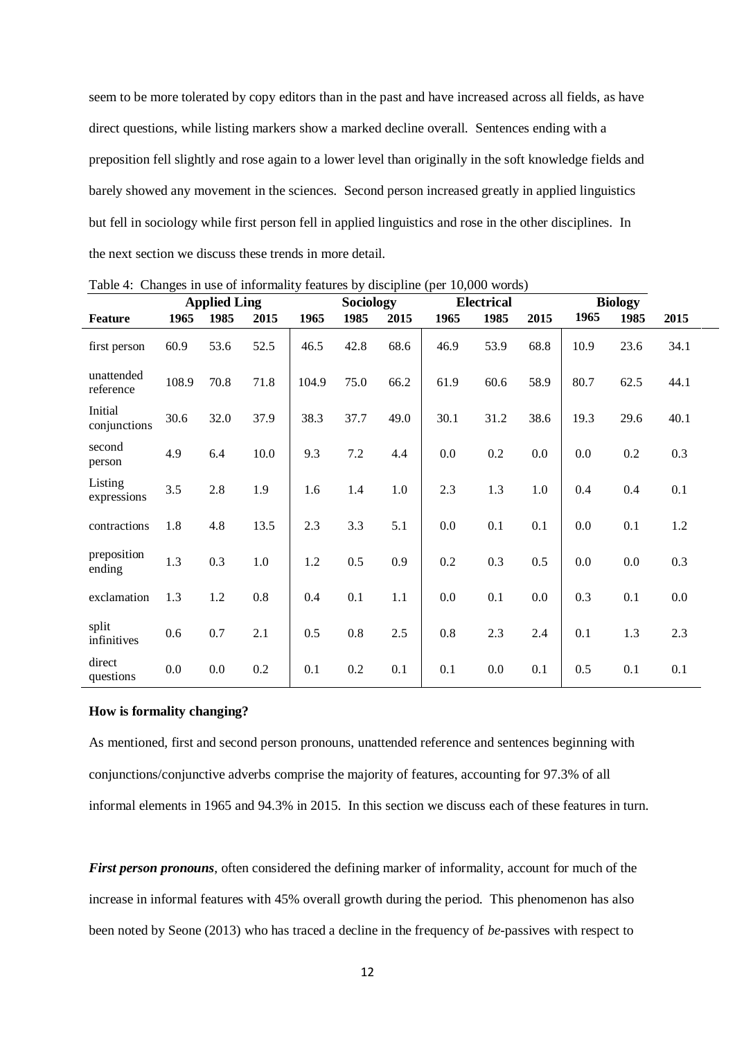seem to be more tolerated by copy editors than in the past and have increased across all fields, as have direct questions, while listing markers show a marked decline overall. Sentences ending with a preposition fell slightly and rose again to a lower level than originally in the soft knowledge fields and barely showed any movement in the sciences. Second person increased greatly in applied linguistics but fell in sociology while first person fell in applied linguistics and rose in the other disciplines. In the next section we discuss these trends in more detail.

Table 4: Changes in use of informality features by discipline (per 10,000 words)

| | Applied Ling | | | Sociology | | | Electrical | | | Biology | | |
|---|---|---|---|---|---|---|---|---|---|---|---|---|
| **Feature** | **1965** | **1985** | **2015** | **1965** | **1985** | **2015** | **1965** | **1985** | **2015** | **1965** | **1985** | **2015** |
| first person | 60.9 | 53.6 | 52.5 | 46.5 | 42.8 | 68.6 | 46.9 | 53.9 | 68.8 | 10.9 | 23.6 | 34.1 |
| unattended reference | 108.9 | 70.8 | 71.8 | 104.9 | 75.0 | 66.2 | 61.9 | 60.6 | 58.9 | 80.7 | 62.5 | 44.1 |
| Initial conjunctions | 30.6 | 32.0 | 37.9 | 38.3 | 37.7 | 49.0 | 30.1 | 31.2 | 38.6 | 19.3 | 29.6 | 40.1 |
| second person | 4.9 | 6.4 | 10.0 | 9.3 | 7.2 | 4.4 | 0.0 | 0.2 | 0.0 | 0.0 | 0.2 | 0.3 |
| Listing expressions | 3.5 | 2.8 | 1.9 | 1.6 | 1.4 | 1.0 | 2.3 | 1.3 | 1.0 | 0.4 | 0.4 | 0.1 |
| contractions | 1.8 | 4.8 | 13.5 | 2.3 | 3.3 | 5.1 | 0.0 | 0.1 | 0.1 | 0.0 | 0.1 | 1.2 |
| preposition ending | 1.3 | 0.3 | 1.0 | 1.2 | 0.5 | 0.9 | 0.2 | 0.3 | 0.5 | 0.0 | 0.0 | 0.3 |
| exclamation | 1.3 | 1.2 | 0.8 | 0.4 | 0.1 | 1.1 | 0.0 | 0.1 | 0.0 | 0.3 | 0.1 | 0.0 |
| split infinitives | 0.6 | 0.7 | 2.1 | 0.5 | 0.8 | 2.5 | 0.8 | 2.3 | 2.4 | 0.1 | 1.3 | 2.3 |
| direct questions | 0.0 | 0.0 | 0.2 | 0.1 | 0.2 | 0.1 | 0.1 | 0.0 | 0.1 | 0.5 | 0.1 | 0.1 |

**How is formality changing?**

As mentioned, first and second person pronouns, unattended reference and sentences beginning with conjunctions/conjunctive adverbs comprise the majority of features, accounting for 97.3% of all informal elements in 1965 and 94.3% in 2015. In this section we discuss each of these features in turn.

***First person pronouns***, often considered the defining marker of informality, account for much of the increase in informal features with 45% overall growth during the period. This phenomenon has also been noted by Seone (2013) who has traced a decline in the frequency of *be*-passives with respect to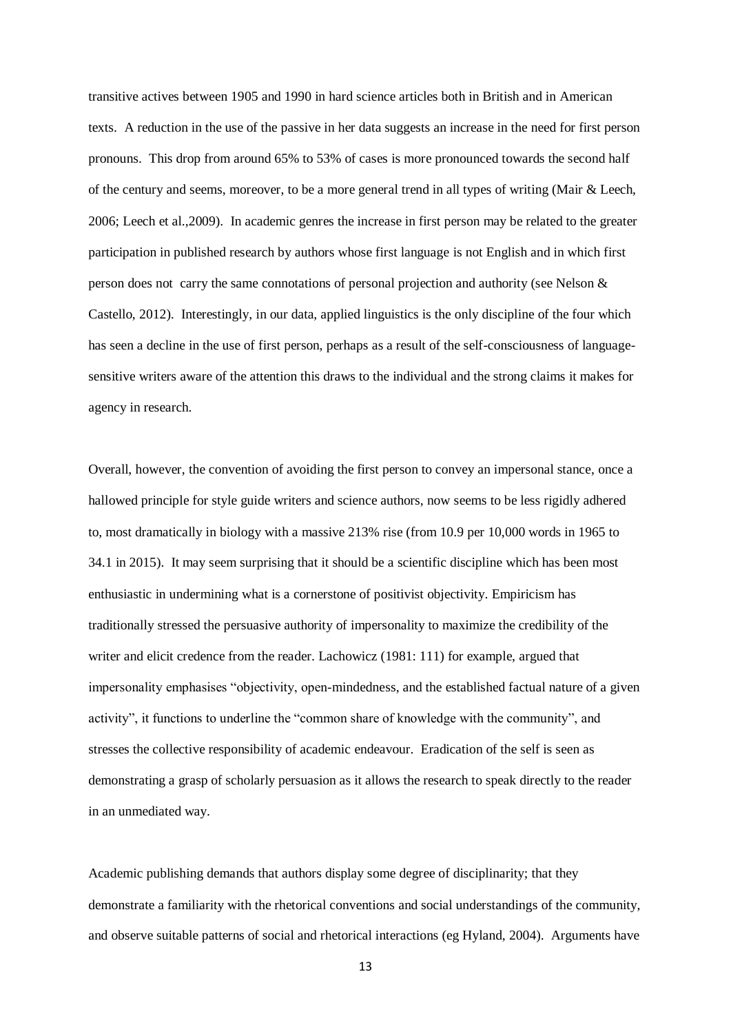transitive actives between 1905 and 1990 in hard science articles both in British and in American texts. A reduction in the use of the passive in her data suggests an increase in the need for first person pronouns. This drop from around 65% to 53% of cases is more pronounced towards the second half of the century and seems, moreover, to be a more general trend in all types of writing (Mair & Leech, 2006; Leech et al.,2009). In academic genres the increase in first person may be related to the greater participation in published research by authors whose first language is not English and in which first person does not carry the same connotations of personal projection and authority (see Nelson & Castello, 2012). Interestingly, in our data, applied linguistics is the only discipline of the four which has seen a decline in the use of first person, perhaps as a result of the self-consciousness of language-sensitive writers aware of the attention this draws to the individual and the strong claims it makes for agency in research.

Overall, however, the convention of avoiding the first person to convey an impersonal stance, once a hallowed principle for style guide writers and science authors, now seems to be less rigidly adhered to, most dramatically in biology with a massive 213% rise (from 10.9 per 10,000 words in 1965 to 34.1 in 2015). It may seem surprising that it should be a scientific discipline which has been most enthusiastic in undermining what is a cornerstone of positivist objectivity. Empiricism has traditionally stressed the persuasive authority of impersonality to maximize the credibility of the writer and elicit credence from the reader. Lachowicz (1981: 111) for example, argued that impersonality emphasises "objectivity, open-mindedness, and the established factual nature of a given activity", it functions to underline the "common share of knowledge with the community", and stresses the collective responsibility of academic endeavour. Eradication of the self is seen as demonstrating a grasp of scholarly persuasion as it allows the research to speak directly to the reader in an unmediated way.

Academic publishing demands that authors display some degree of disciplinarity; that they demonstrate a familiarity with the rhetorical conventions and social understandings of the community, and observe suitable patterns of social and rhetorical interactions (eg Hyland, 2004). Arguments have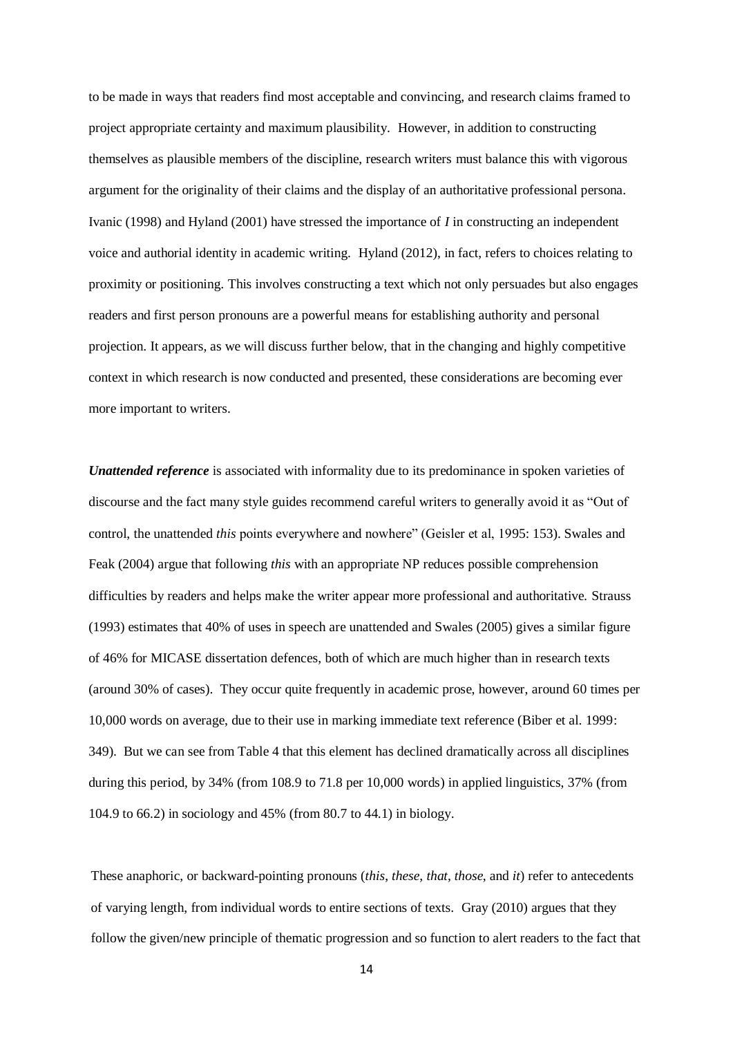to be made in ways that readers find most acceptable and convincing, and research claims framed to project appropriate certainty and maximum plausibility. However, in addition to constructing themselves as plausible members of the discipline, research writers must balance this with vigorous argument for the originality of their claims and the display of an authoritative professional persona. Ivanic (1998) and Hyland (2001) have stressed the importance of *I* in constructing an independent voice and authorial identity in academic writing. Hyland (2012), in fact, refers to choices relating to proximity or positioning. This involves constructing a text which not only persuades but also engages readers and first person pronouns are a powerful means for establishing authority and personal projection. It appears, as we will discuss further below, that in the changing and highly competitive context in which research is now conducted and presented, these considerations are becoming ever more important to writers.

***Unattended reference*** is associated with informality due to its predominance in spoken varieties of discourse and the fact many style guides recommend careful writers to generally avoid it as "Out of control, the unattended *this* points everywhere and nowhere" (Geisler et al, 1995: 153). Swales and Feak (2004) argue that following *this* with an appropriate NP reduces possible comprehension difficulties by readers and helps make the writer appear more professional and authoritative. Strauss (1993) estimates that 40% of uses in speech are unattended and Swales (2005) gives a similar figure of 46% for MICASE dissertation defences, both of which are much higher than in research texts (around 30% of cases). They occur quite frequently in academic prose, however, around 60 times per 10,000 words on average, due to their use in marking immediate text reference (Biber et al. 1999: 349). But we can see from Table 4 that this element has declined dramatically across all disciplines during this period, by 34% (from 108.9 to 71.8 per 10,000 words) in applied linguistics, 37% (from 104.9 to 66.2) in sociology and 45% (from 80.7 to 44.1) in biology.

These anaphoric, or backward-pointing pronouns (*this*, *these*, *that*, *those*, and *it*) refer to antecedents of varying length, from individual words to entire sections of texts. Gray (2010) argues that they follow the given/new principle of thematic progression and so function to alert readers to the fact that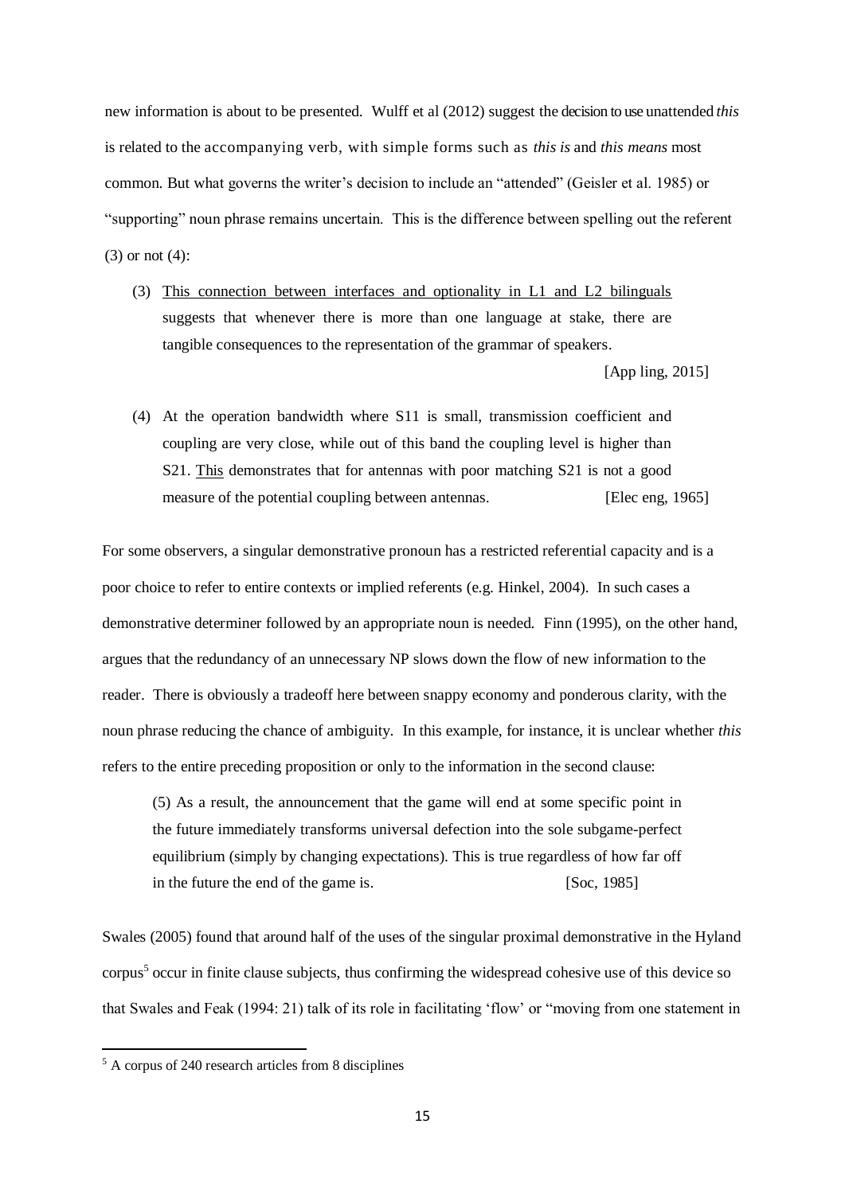new information is about to be presented. Wulff et al (2012) suggest the decision to use unattended *this* is related to the accompanying verb, with simple forms such as *this is* and *this means* most common. But what governs the writer's decision to include an "attended" (Geisler et al. 1985) or "supporting" noun phrase remains uncertain. This is the difference between spelling out the referent (3) or not (4):

> (3) <u>This connection between interfaces and optionality in L1 and L2 bilinguals</u> suggests that whenever there is more than one language at stake, there are tangible consequences to the representation of the grammar of speakers.
>
> [App ling, 2015]

> (4) At the operation bandwidth where S11 is small, transmission coefficient and coupling are very close, while out of this band the coupling level is higher than S21. <u>This</u> demonstrates that for antennas with poor matching S21 is not a good measure of the potential coupling between antennas. [Elec eng, 1965]

For some observers, a singular demonstrative pronoun has a restricted referential capacity and is a poor choice to refer to entire contexts or implied referents (e.g. Hinkel, 2004). In such cases a demonstrative determiner followed by an appropriate noun is needed. Finn (1995), on the other hand, argues that the redundancy of an unnecessary NP slows down the flow of new information to the reader. There is obviously a tradeoff here between snappy economy and ponderous clarity, with the noun phrase reducing the chance of ambiguity. In this example, for instance, it is unclear whether *this* refers to the entire preceding proposition or only to the information in the second clause:

> (5) As a result, the announcement that the game will end at some specific point in the future immediately transforms universal defection into the sole subgame-perfect equilibrium (simply by changing expectations). This is true regardless of how far off in the future the end of the game is. [Soc, 1985]

Swales (2005) found that around half of the uses of the singular proximal demonstrative in the Hyland corpus[5] occur in finite clause subjects, thus confirming the widespread cohesive use of this device so that Swales and Feak (1994: 21) talk of its role in facilitating 'flow' or "moving from one statement in

---

[5] A corpus of 240 research articles from 8 disciplines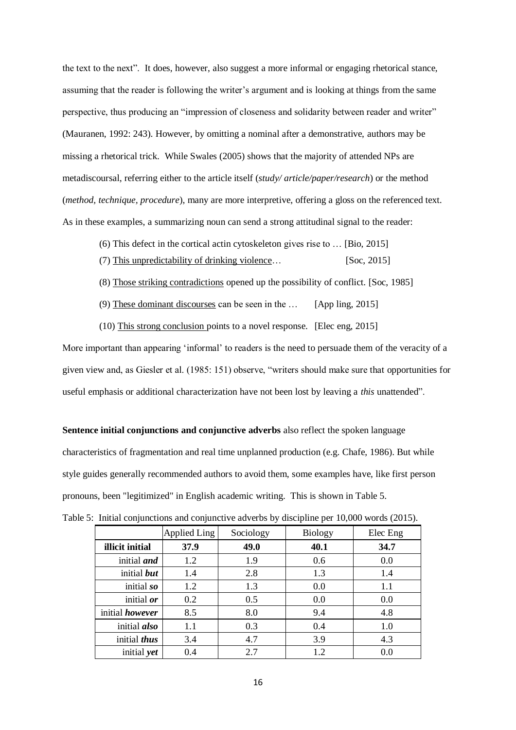the text to the next". It does, however, also suggest a more informal or engaging rhetorical stance, assuming that the reader is following the writer's argument and is looking at things from the same perspective, thus producing an "impression of closeness and solidarity between reader and writer" (Mauranen, 1992: 243). However, by omitting a nominal after a demonstrative, authors may be missing a rhetorical trick. While Swales (2005) shows that the majority of attended NPs are metadiscoursal, referring either to the article itself (*study/ article/paper/research*) or the method (*method, technique, procedure*), many are more interpretive, offering a gloss on the referenced text. As in these examples, a summarizing noun can send a strong attitudinal signal to the reader:

(6) This defect in the cortical actin cytoskeleton gives rise to … [Bio, 2015]

(7) <u>This unpredictability of drinking violence</u>… [Soc, 2015]

(8) <u>Those striking contradictions</u> opened up the possibility of conflict. [Soc, 1985]

(9) <u>These dominant discourses</u> can be seen in the … [App ling, 2015]

(10) <u>This strong conclusion</u> points to a novel response. [Elec eng, 2015]

More important than appearing 'informal' to readers is the need to persuade them of the veracity of a given view and, as Giesler et al. (1985: 151) observe, "writers should make sure that opportunities for useful emphasis or additional characterization have not been lost by leaving a *this* unattended".

**Sentence initial conjunctions and conjunctive adverbs** also reflect the spoken language characteristics of fragmentation and real time unplanned production (e.g. Chafe, 1986). But while style guides generally recommended authors to avoid them, some examples have, like first person pronouns, been "legitimized" in English academic writing. This is shown in Table 5.

Table 5: Initial conjunctions and conjunctive adverbs by discipline per 10,000 words (2015).

| | Applied Ling | Sociology | Biology | Elec Eng |
|---|---|---|---|---|
| **illicit initial** | **37.9** | **49.0** | **40.1** | **34.7** |
| initial ***and*** | 1.2 | 1.9 | 0.6 | 0.0 |
| initial ***but*** | 1.4 | 2.8 | 1.3 | 1.4 |
| initial ***so*** | 1.2 | 1.3 | 0.0 | 1.1 |
| initial ***or*** | 0.2 | 0.5 | 0.0 | 0.0 |
| initial ***however*** | 8.5 | 8.0 | 9.4 | 4.8 |
| initial ***also*** | 1.1 | 0.3 | 0.4 | 1.0 |
| initial ***thus*** | 3.4 | 4.7 | 3.9 | 4.3 |
| initial ***yet*** | 0.4 | 2.7 | 1.2 | 0.0 |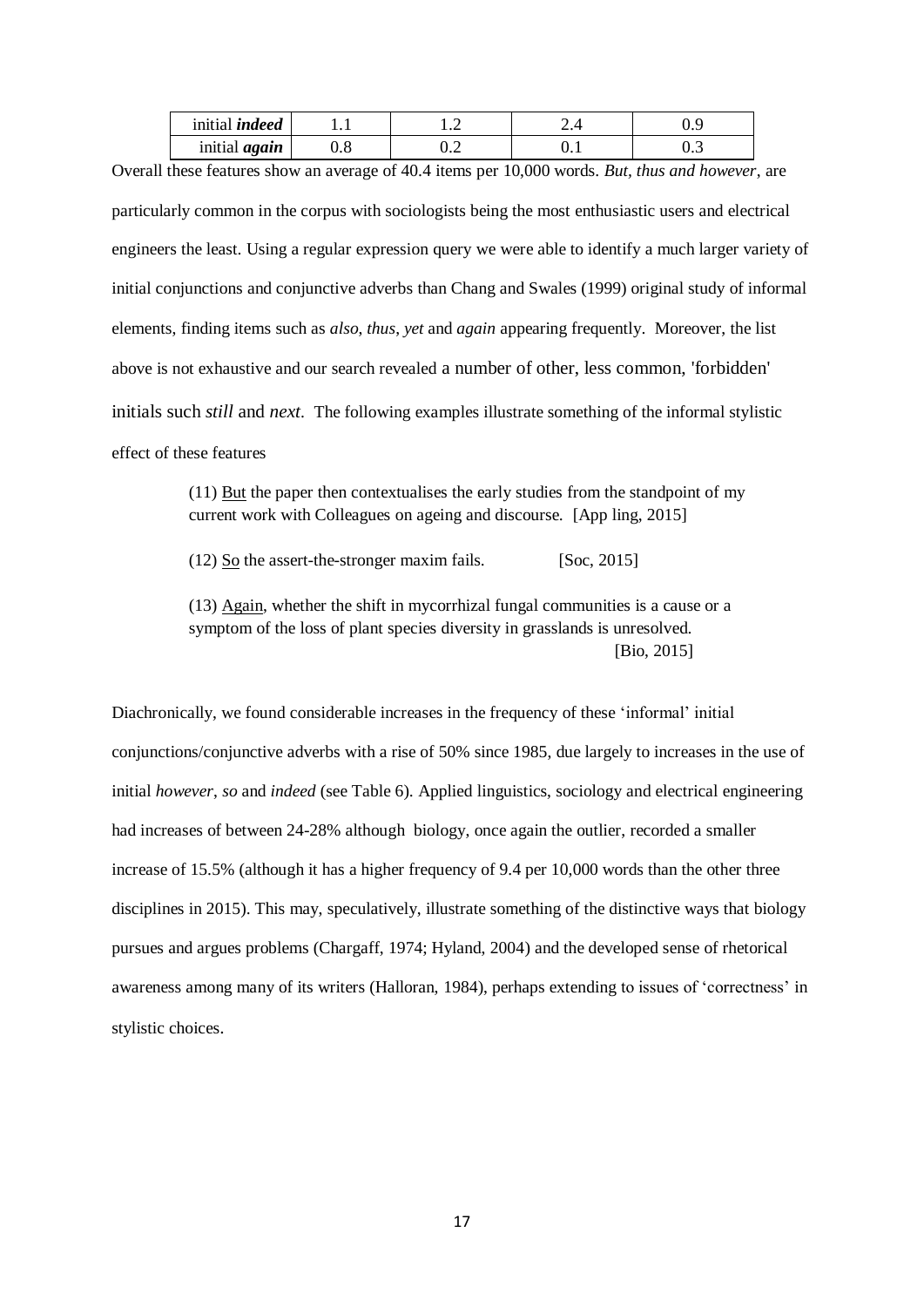| | | | | |
|---|---|---|---|---|
| initial ***indeed*** | 1.1 | 1.2 | 2.4 | 0.9 |
| initial ***again*** | 0.8 | 0.2 | 0.1 | 0.3 |

Overall these features show an average of 40.4 items per 10,000 words. *But, thus and however*, are particularly common in the corpus with sociologists being the most enthusiastic users and electrical engineers the least. Using a regular expression query we were able to identify a much larger variety of initial conjunctions and conjunctive adverbs than Chang and Swales (1999) original study of informal elements, finding items such as *also*, *thus*, *yet* and *again* appearing frequently. Moreover, the list above is not exhaustive and our search revealed a number of other, less common, 'forbidden' initials such *still* and *next*. The following examples illustrate something of the informal stylistic effect of these features

> (11) <u>But</u> the paper then contextualises the early studies from the standpoint of my current work with Colleagues on ageing and discourse. [App ling, 2015]
>
> (12) <u>So</u> the assert-the-stronger maxim fails. [Soc, 2015]
>
> (13) <u>Again</u>, whether the shift in mycorrhizal fungal communities is a cause or a symptom of the loss of plant species diversity in grasslands is unresolved. [Bio, 2015]

Diachronically, we found considerable increases in the frequency of these 'informal' initial conjunctions/conjunctive adverbs with a rise of 50% since 1985, due largely to increases in the use of initial *however*, *so* and *indeed* (see Table 6). Applied linguistics, sociology and electrical engineering had increases of between 24-28% although biology, once again the outlier, recorded a smaller increase of 15.5% (although it has a higher frequency of 9.4 per 10,000 words than the other three disciplines in 2015). This may, speculatively, illustrate something of the distinctive ways that biology pursues and argues problems (Chargaff, 1974; Hyland, 2004) and the developed sense of rhetorical awareness among many of its writers (Halloran, 1984), perhaps extending to issues of 'correctness' in stylistic choices.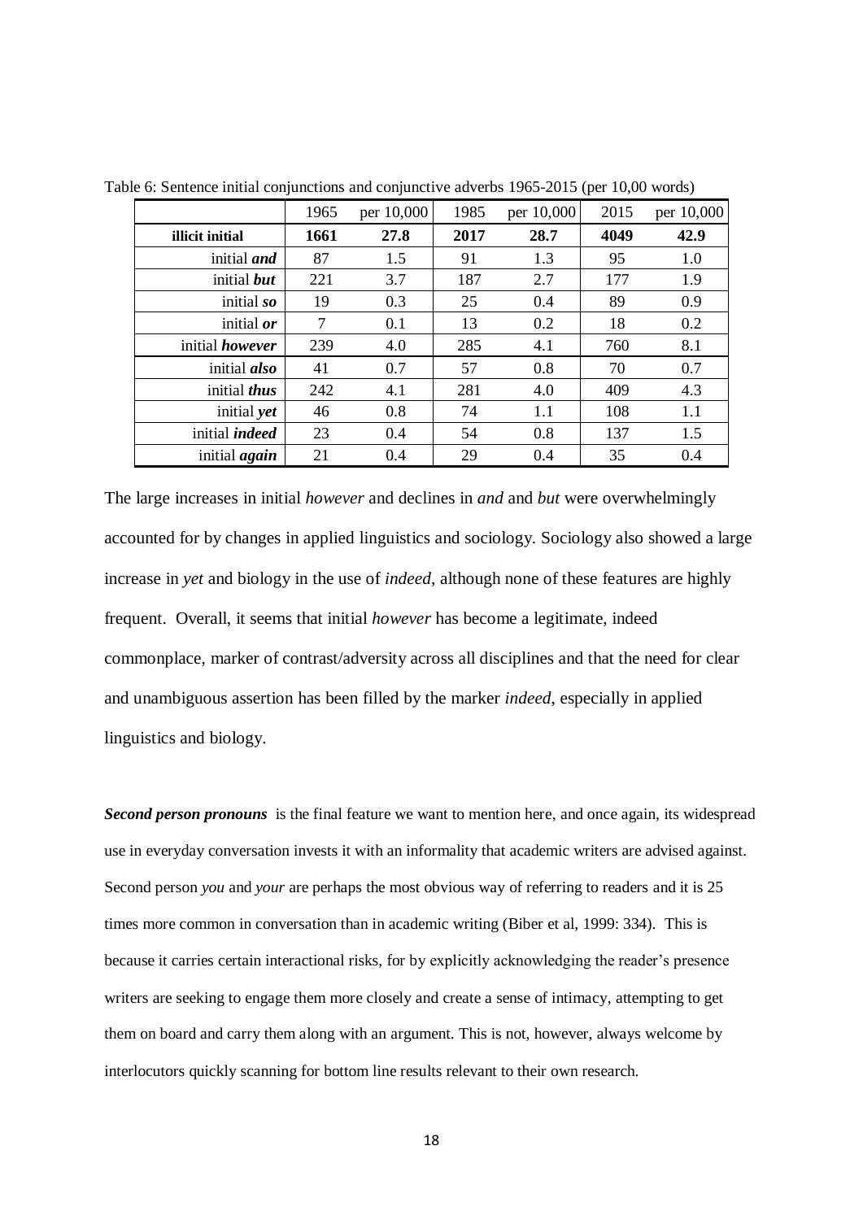Table 6: Sentence initial conjunctions and conjunctive adverbs 1965-2015 (per 10,00 words)

| | 1965 | per 10,000 | 1985 | per 10,000 | 2015 | per 10,000 |
|---|---|---|---|---|---|---|
| **illicit initial** | **1661** | **27.8** | **2017** | **28.7** | **4049** | **42.9** |
| initial ***and*** | 87 | 1.5 | 91 | 1.3 | 95 | 1.0 |
| initial ***but*** | 221 | 3.7 | 187 | 2.7 | 177 | 1.9 |
| initial ***so*** | 19 | 0.3 | 25 | 0.4 | 89 | 0.9 |
| initial ***or*** | 7 | 0.1 | 13 | 0.2 | 18 | 0.2 |
| initial ***however*** | 239 | 4.0 | 285 | 4.1 | 760 | 8.1 |
| initial ***also*** | 41 | 0.7 | 57 | 0.8 | 70 | 0.7 |
| initial ***thus*** | 242 | 4.1 | 281 | 4.0 | 409 | 4.3 |
| initial ***yet*** | 46 | 0.8 | 74 | 1.1 | 108 | 1.1 |
| initial ***indeed*** | 23 | 0.4 | 54 | 0.8 | 137 | 1.5 |
| initial ***again*** | 21 | 0.4 | 29 | 0.4 | 35 | 0.4 |

The large increases in initial *however* and declines in *and* and *but* were overwhelmingly accounted for by changes in applied linguistics and sociology. Sociology also showed a large increase in *yet* and biology in the use of *indeed*, although none of these features are highly frequent. Overall, it seems that initial *however* has become a legitimate, indeed commonplace, marker of contrast/adversity across all disciplines and that the need for clear and unambiguous assertion has been filled by the marker *indeed*, especially in applied linguistics and biology.

***Second person pronouns*** is the final feature we want to mention here, and once again, its widespread use in everyday conversation invests it with an informality that academic writers are advised against. Second person *you* and *your* are perhaps the most obvious way of referring to readers and it is 25 times more common in conversation than in academic writing (Biber et al, 1999: 334). This is because it carries certain interactional risks, for by explicitly acknowledging the reader's presence writers are seeking to engage them more closely and create a sense of intimacy, attempting to get them on board and carry them along with an argument. This is not, however, always welcome by interlocutors quickly scanning for bottom line results relevant to their own research.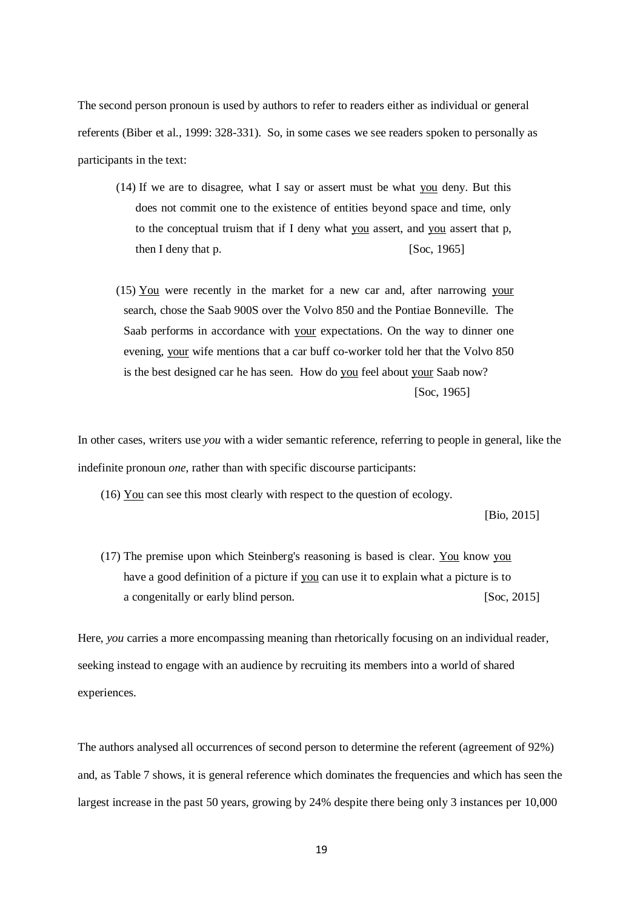The second person pronoun is used by authors to refer to readers either as individual or general referents (Biber et al., 1999: 328-331). So, in some cases we see readers spoken to personally as participants in the text:

> (14) If we are to disagree, what I say or assert must be what <u>you</u> deny. But this does not commit one to the existence of entities beyond space and time, only to the conceptual truism that if I deny what <u>you</u> assert, and <u>you</u> assert that p, then I deny that p. [Soc, 1965]

> (15) <u>You</u> were recently in the market for a new car and, after narrowing <u>your</u> search, chose the Saab 900S over the Volvo 850 and the Pontiae Bonneville. The Saab performs in accordance with <u>your</u> expectations. On the way to dinner one evening, <u>your</u> wife mentions that a car buff co-worker told her that the Volvo 850 is the best designed car he has seen. How do <u>you</u> feel about <u>your</u> Saab now? [Soc, 1965]

In other cases, writers use *you* with a wider semantic reference, referring to people in general, like the indefinite pronoun *one*, rather than with specific discourse participants:

> (16) <u>You</u> can see this most clearly with respect to the question of ecology. [Bio, 2015]

> (17) The premise upon which Steinberg's reasoning is based is clear. <u>You</u> know <u>you</u> have a good definition of a picture if <u>you</u> can use it to explain what a picture is to a congenitally or early blind person. [Soc, 2015]

Here, *you* carries a more encompassing meaning than rhetorically focusing on an individual reader, seeking instead to engage with an audience by recruiting its members into a world of shared experiences.

The authors analysed all occurrences of second person to determine the referent (agreement of 92%) and, as Table 7 shows, it is general reference which dominates the frequencies and which has seen the largest increase in the past 50 years, growing by 24% despite there being only 3 instances per 10,000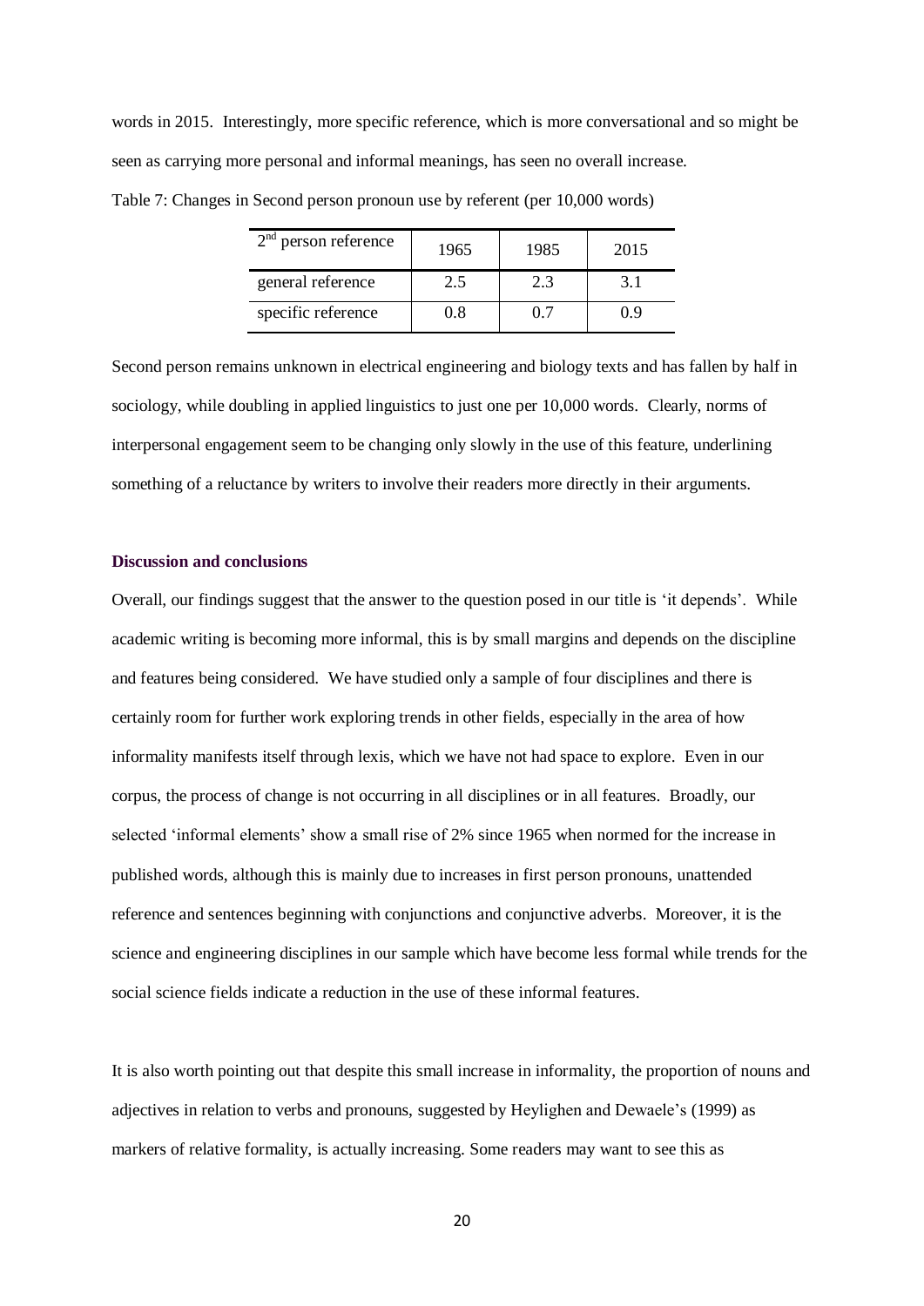words in 2015. Interestingly, more specific reference, which is more conversational and so might be seen as carrying more personal and informal meanings, has seen no overall increase.

Table 7: Changes in Second person pronoun use by referent (per 10,000 words)

| 2nd person reference | 1965 | 1985 | 2015 |
|---|---|---|---|
| general reference | 2.5 | 2.3 | 3.1 |
| specific reference | 0.8 | 0.7 | 0.9 |

Second person remains unknown in electrical engineering and biology texts and has fallen by half in sociology, while doubling in applied linguistics to just one per 10,000 words. Clearly, norms of interpersonal engagement seem to be changing only slowly in the use of this feature, underlining something of a reluctance by writers to involve their readers more directly in their arguments.

## Discussion and conclusions

Overall, our findings suggest that the answer to the question posed in our title is 'it depends'. While academic writing is becoming more informal, this is by small margins and depends on the discipline and features being considered. We have studied only a sample of four disciplines and there is certainly room for further work exploring trends in other fields, especially in the area of how informality manifests itself through lexis, which we have not had space to explore. Even in our corpus, the process of change is not occurring in all disciplines or in all features. Broadly, our selected 'informal elements' show a small rise of 2% since 1965 when normed for the increase in published words, although this is mainly due to increases in first person pronouns, unattended reference and sentences beginning with conjunctions and conjunctive adverbs. Moreover, it is the science and engineering disciplines in our sample which have become less formal while trends for the social science fields indicate a reduction in the use of these informal features.

It is also worth pointing out that despite this small increase in informality, the proportion of nouns and adjectives in relation to verbs and pronouns, suggested by Heylighen and Dewaele's (1999) as markers of relative formality, is actually increasing. Some readers may want to see this as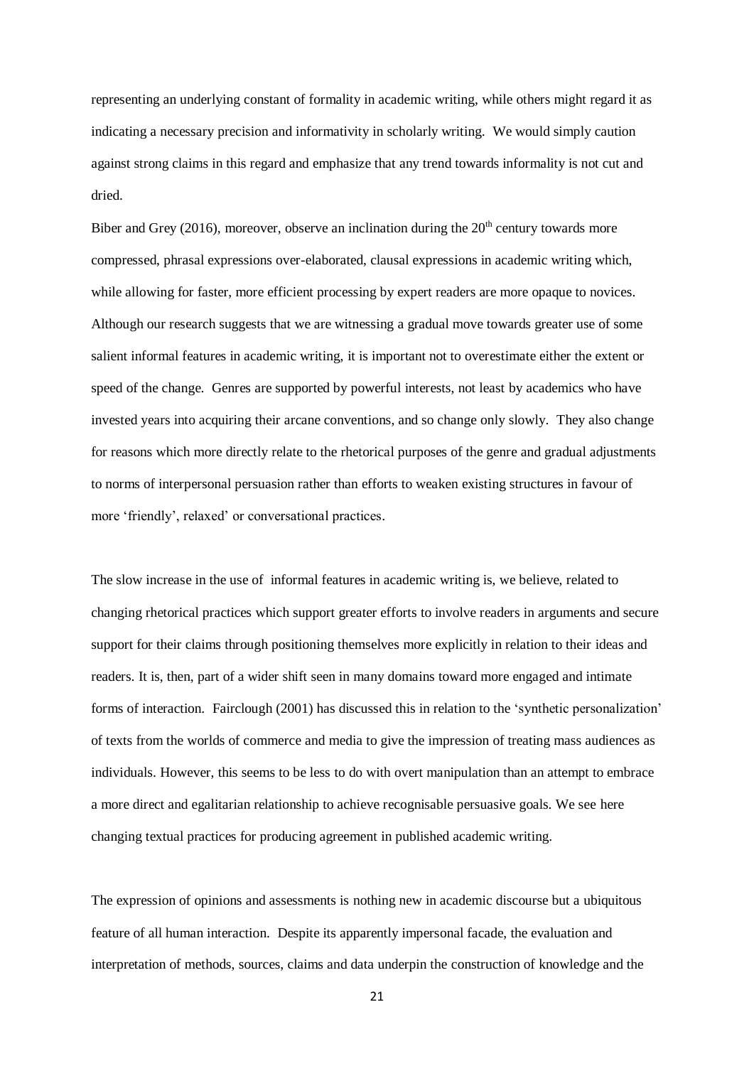representing an underlying constant of formality in academic writing, while others might regard it as indicating a necessary precision and informativity in scholarly writing. We would simply caution against strong claims in this regard and emphasize that any trend towards informality is not cut and dried.

Biber and Grey (2016), moreover, observe an inclination during the 20th century towards more compressed, phrasal expressions over-elaborated, clausal expressions in academic writing which, while allowing for faster, more efficient processing by expert readers are more opaque to novices. Although our research suggests that we are witnessing a gradual move towards greater use of some salient informal features in academic writing, it is important not to overestimate either the extent or speed of the change. Genres are supported by powerful interests, not least by academics who have invested years into acquiring their arcane conventions, and so change only slowly. They also change for reasons which more directly relate to the rhetorical purposes of the genre and gradual adjustments to norms of interpersonal persuasion rather than efforts to weaken existing structures in favour of more 'friendly', relaxed' or conversational practices.

The slow increase in the use of informal features in academic writing is, we believe, related to changing rhetorical practices which support greater efforts to involve readers in arguments and secure support for their claims through positioning themselves more explicitly in relation to their ideas and readers. It is, then, part of a wider shift seen in many domains toward more engaged and intimate forms of interaction. Fairclough (2001) has discussed this in relation to the 'synthetic personalization' of texts from the worlds of commerce and media to give the impression of treating mass audiences as individuals. However, this seems to be less to do with overt manipulation than an attempt to embrace a more direct and egalitarian relationship to achieve recognisable persuasive goals. We see here changing textual practices for producing agreement in published academic writing.

The expression of opinions and assessments is nothing new in academic discourse but a ubiquitous feature of all human interaction. Despite its apparently impersonal facade, the evaluation and interpretation of methods, sources, claims and data underpin the construction of knowledge and the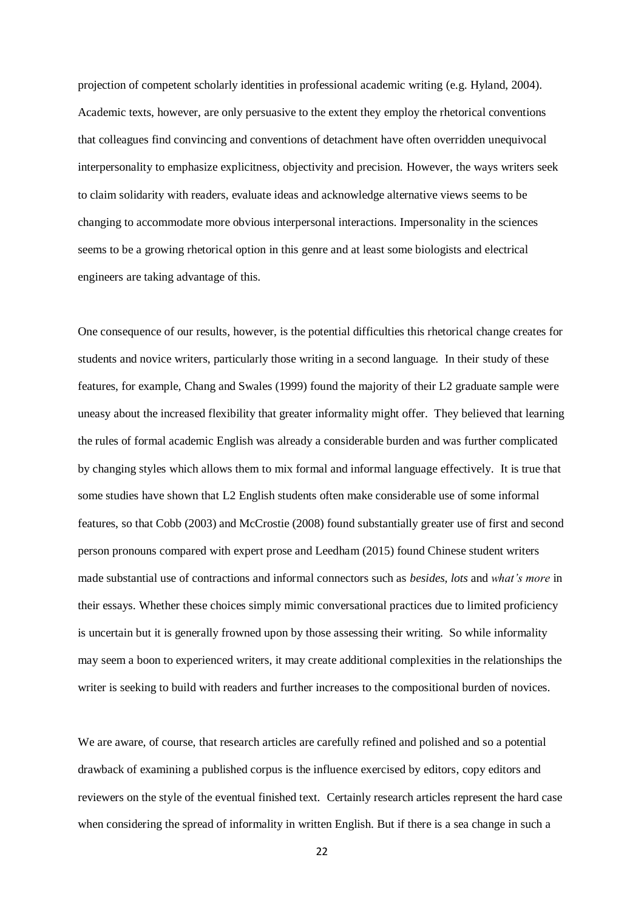projection of competent scholarly identities in professional academic writing (e.g. Hyland, 2004). Academic texts, however, are only persuasive to the extent they employ the rhetorical conventions that colleagues find convincing and conventions of detachment have often overridden unequivocal interpersonality to emphasize explicitness, objectivity and precision. However, the ways writers seek to claim solidarity with readers, evaluate ideas and acknowledge alternative views seems to be changing to accommodate more obvious interpersonal interactions. Impersonality in the sciences seems to be a growing rhetorical option in this genre and at least some biologists and electrical engineers are taking advantage of this.

One consequence of our results, however, is the potential difficulties this rhetorical change creates for students and novice writers, particularly those writing in a second language. In their study of these features, for example, Chang and Swales (1999) found the majority of their L2 graduate sample were uneasy about the increased flexibility that greater informality might offer. They believed that learning the rules of formal academic English was already a considerable burden and was further complicated by changing styles which allows them to mix formal and informal language effectively. It is true that some studies have shown that L2 English students often make considerable use of some informal features, so that Cobb (2003) and McCrostie (2008) found substantially greater use of first and second person pronouns compared with expert prose and Leedham (2015) found Chinese student writers made substantial use of contractions and informal connectors such as *besides, lots* and *what's more* in their essays. Whether these choices simply mimic conversational practices due to limited proficiency is uncertain but it is generally frowned upon by those assessing their writing. So while informality may seem a boon to experienced writers, it may create additional complexities in the relationships the writer is seeking to build with readers and further increases to the compositional burden of novices.

We are aware, of course, that research articles are carefully refined and polished and so a potential drawback of examining a published corpus is the influence exercised by editors, copy editors and reviewers on the style of the eventual finished text. Certainly research articles represent the hard case when considering the spread of informality in written English. But if there is a sea change in such a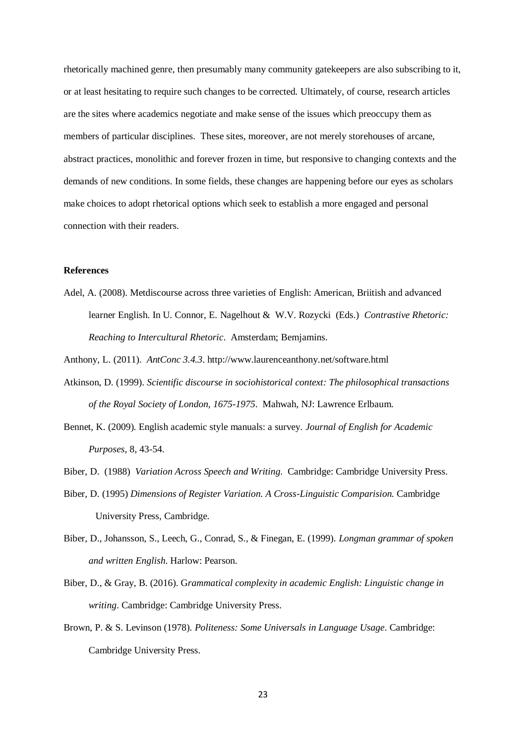rhetorically machined genre, then presumably many community gatekeepers are also subscribing to it, or at least hesitating to require such changes to be corrected. Ultimately, of course, research articles are the sites where academics negotiate and make sense of the issues which preoccupy them as members of particular disciplines. These sites, moreover, are not merely storehouses of arcane, abstract practices, monolithic and forever frozen in time, but responsive to changing contexts and the demands of new conditions. In some fields, these changes are happening before our eyes as scholars make choices to adopt rhetorical options which seek to establish a more engaged and personal connection with their readers.

**References**

Adel, A. (2008). Metdiscourse across three varieties of English: American, Briitish and advanced learner English. In U. Connor, E. Nagelhout & W.V. Rozycki (Eds.) *Contrastive Rhetoric: Reaching to Intercultural Rhetoric*. Amsterdam; Bemjamins.

Anthony, L. (2011). *AntConc 3.4.3*. http://www.laurenceanthony.net/software.html

Atkinson, D. (1999). *Scientific discourse in sociohistorical context: The philosophical transactions of the Royal Society of London, 1675-1975*. Mahwah, NJ: Lawrence Erlbaum.

Bennet, K. (2009). English academic style manuals: a survey. *Journal of English for Academic Purposes*, 8, 43-54.

Biber, D. (1988) *Variation Across Speech and Writing*. Cambridge: Cambridge University Press.

Biber, D. (1995) *Dimensions of Register Variation. A Cross-Linguistic Comparision.* Cambridge University Press, Cambridge.

Biber, D., Johansson, S., Leech, G., Conrad, S., & Finegan, E. (1999). *Longman grammar of spoken and written English*. Harlow: Pearson.

Biber, D., & Gray, B. (2016). G*rammatical complexity in academic English: Linguistic change in writing*. Cambridge: Cambridge University Press.

Brown, P. & S. Levinson (1978). *Politeness: Some Universals in Language Usage*. Cambridge: Cambridge University Press.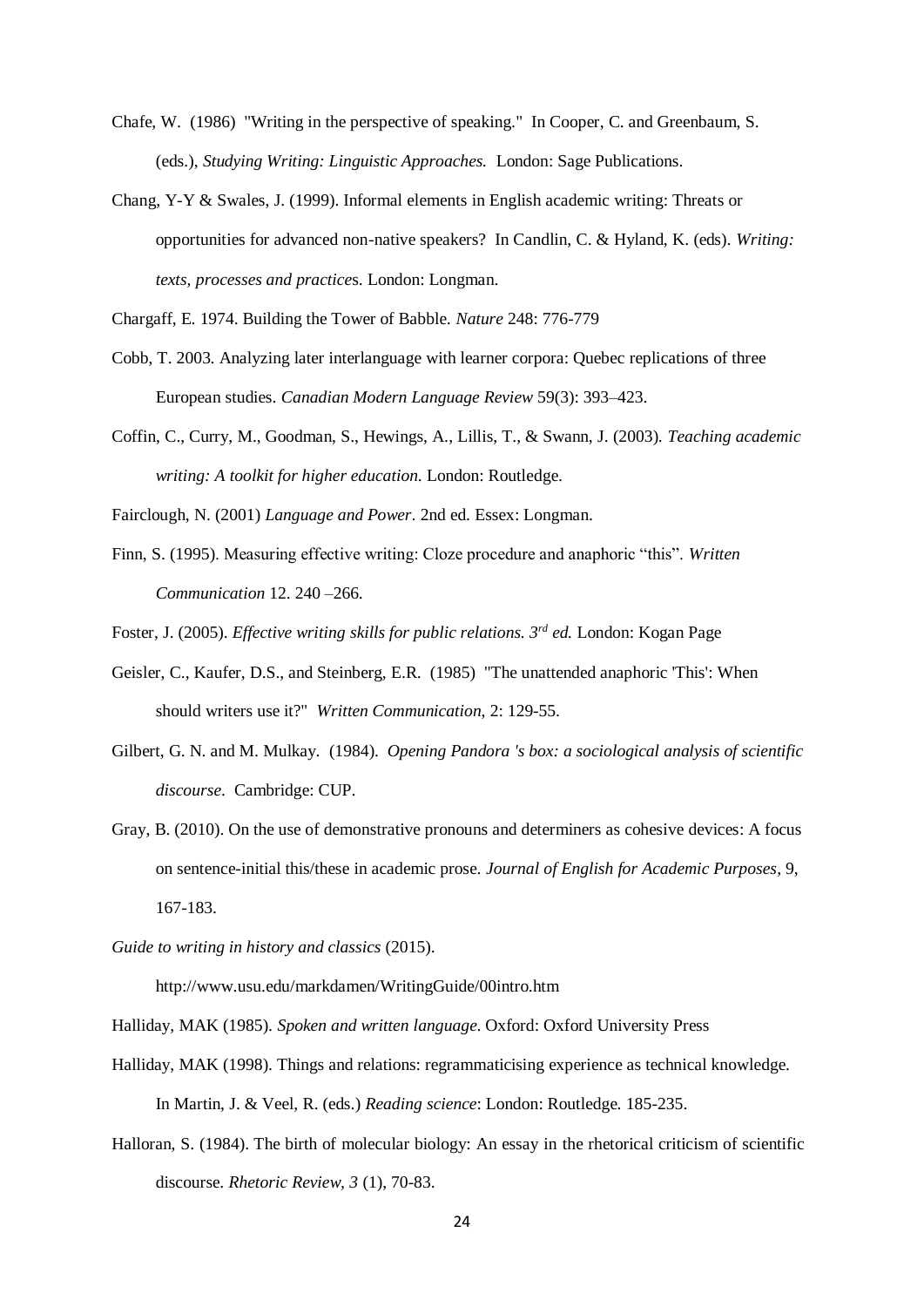Chafe, W. (1986) "Writing in the perspective of speaking." In Cooper, C. and Greenbaum, S. (eds.), *Studying Writing: Linguistic Approaches.* London: Sage Publications.

Chang, Y-Y & Swales, J. (1999). Informal elements in English academic writing: Threats or opportunities for advanced non-native speakers? In Candlin, C. & Hyland, K. (eds). *Writing: texts, processes and practice*s. London: Longman.

Chargaff, E. 1974. Building the Tower of Babble. *Nature* 248: 776-779

Cobb, T. 2003. Analyzing later interlanguage with learner corpora: Quebec replications of three European studies. *Canadian Modern Language Review* 59(3): 393–423.

Coffin, C., Curry, M., Goodman, S., Hewings, A., Lillis, T., & Swann, J. (2003). *Teaching academic writing: A toolkit for higher education.* London: Routledge.

Fairclough, N. (2001) *Language and Power*. 2nd ed. Essex: Longman.

Finn, S. (1995). Measuring effective writing: Cloze procedure and anaphoric "this". *Written Communication* 12. 240 –266.

Foster, J. (2005). *Effective writing skills for public relations. 3rd ed.* London: Kogan Page

Geisler, C., Kaufer, D.S., and Steinberg, E.R. (1985) "The unattended anaphoric 'This': When should writers use it?" *Written Communication*, 2: 129-55.

Gilbert, G. N. and M. Mulkay. (1984). *Opening Pandora 's box: a sociological analysis of scientific discourse*. Cambridge: CUP.

Gray, B. (2010). On the use of demonstrative pronouns and determiners as cohesive devices: A focus on sentence-initial this/these in academic prose. *Journal of English for Academic Purposes*, 9, 167-183.

*Guide to writing in history and classics* (2015). http://www.usu.edu/markdamen/WritingGuide/00intro.htm

Halliday, MAK (1985). *Spoken and written language*. Oxford: Oxford University Press

Halliday, MAK (1998). Things and relations: regrammaticising experience as technical knowledge. In Martin, J. & Veel, R. (eds.) *Reading science*: London: Routledge. 185-235.

Halloran, S. (1984). The birth of molecular biology: An essay in the rhetorical criticism of scientific discourse. *Rhetoric Review, 3* (1), 70-83.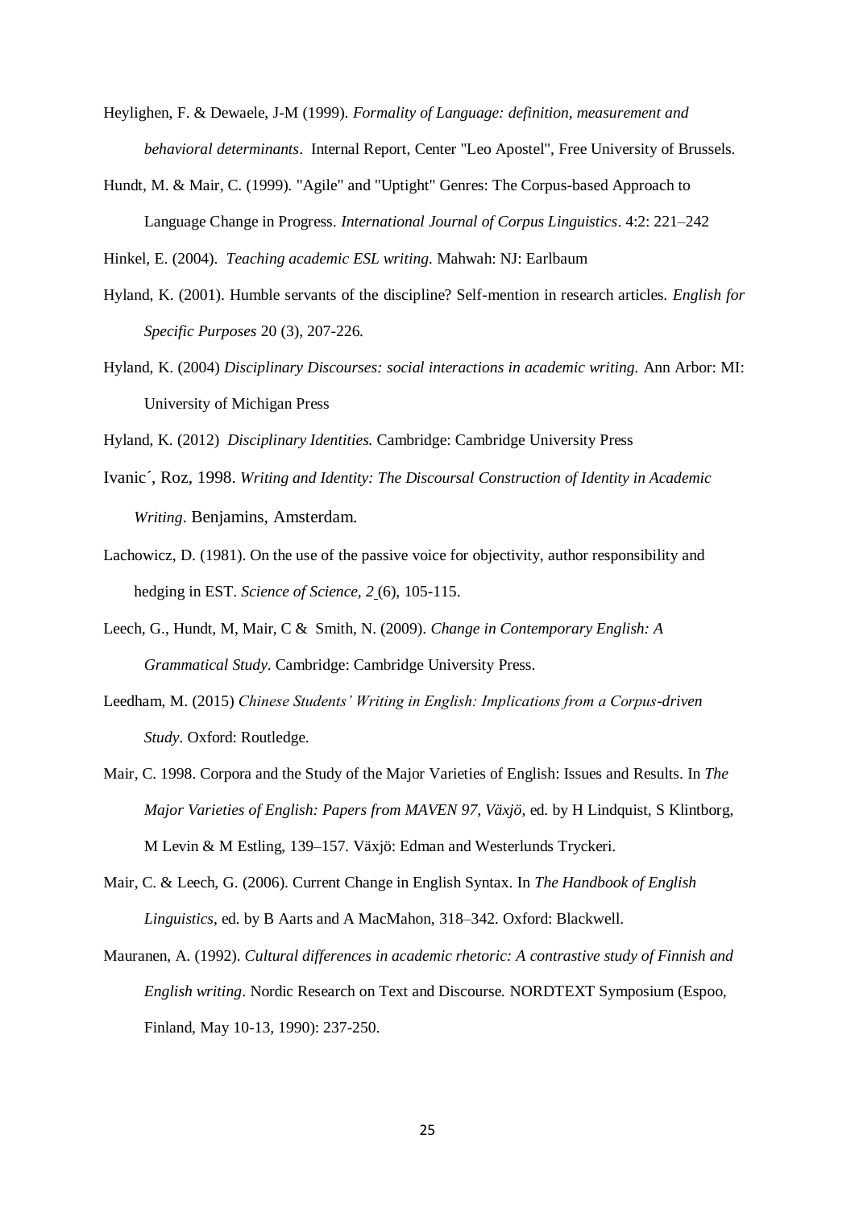Heylighen, F. & Dewaele, J-M (1999). *Formality of Language: definition, measurement and behavioral determinants*. Internal Report, Center "Leo Apostel", Free University of Brussels.

Hundt, M. & Mair, C. (1999). "Agile" and "Uptight" Genres: The Corpus-based Approach to Language Change in Progress. *International Journal of Corpus Linguistics*. 4:2: 221–242

Hinkel, E. (2004). *Teaching academic ESL writing.* Mahwah: NJ: Earlbaum

Hyland, K. (2001). Humble servants of the discipline? Self-mention in research articles. *English for Specific Purposes* 20 (3), 207-226.

Hyland, K. (2004) *Disciplinary Discourses: social interactions in academic writing.* Ann Arbor: MI: University of Michigan Press

Hyland, K. (2012) *Disciplinary Identities.* Cambridge: Cambridge University Press

Ivanic´, Roz, 1998. *Writing and Identity: The Discoursal Construction of Identity in Academic Writing*. Benjamins, Amsterdam.

Lachowicz, D. (1981). On the use of the passive voice for objectivity, author responsibility and hedging in EST. *Science of Science, 2* (6), 105-115.

Leech, G., Hundt, M, Mair, C & Smith, N. (2009). *Change in Contemporary English: A Grammatical Study*. Cambridge: Cambridge University Press.

Leedham, M. (2015) *Chinese Students' Writing in English: Implications from a Corpus-driven Study.* Oxford: Routledge.

Mair, C. 1998. Corpora and the Study of the Major Varieties of English: Issues and Results. In *The Major Varieties of English: Papers from MAVEN 97, Växjö*, ed. by H Lindquist, S Klintborg, M Levin & M Estling, 139–157. Växjö: Edman and Westerlunds Tryckeri.

Mair, C. & Leech, G. (2006). Current Change in English Syntax. In *The Handbook of English Linguistics*, ed. by B Aarts and A MacMahon, 318–342. Oxford: Blackwell.

Mauranen, A. (1992). *Cultural differences in academic rhetoric: A contrastive study of Finnish and English writing*. Nordic Research on Text and Discourse. NORDTEXT Symposium (Espoo, Finland, May 10-13, 1990): 237-250.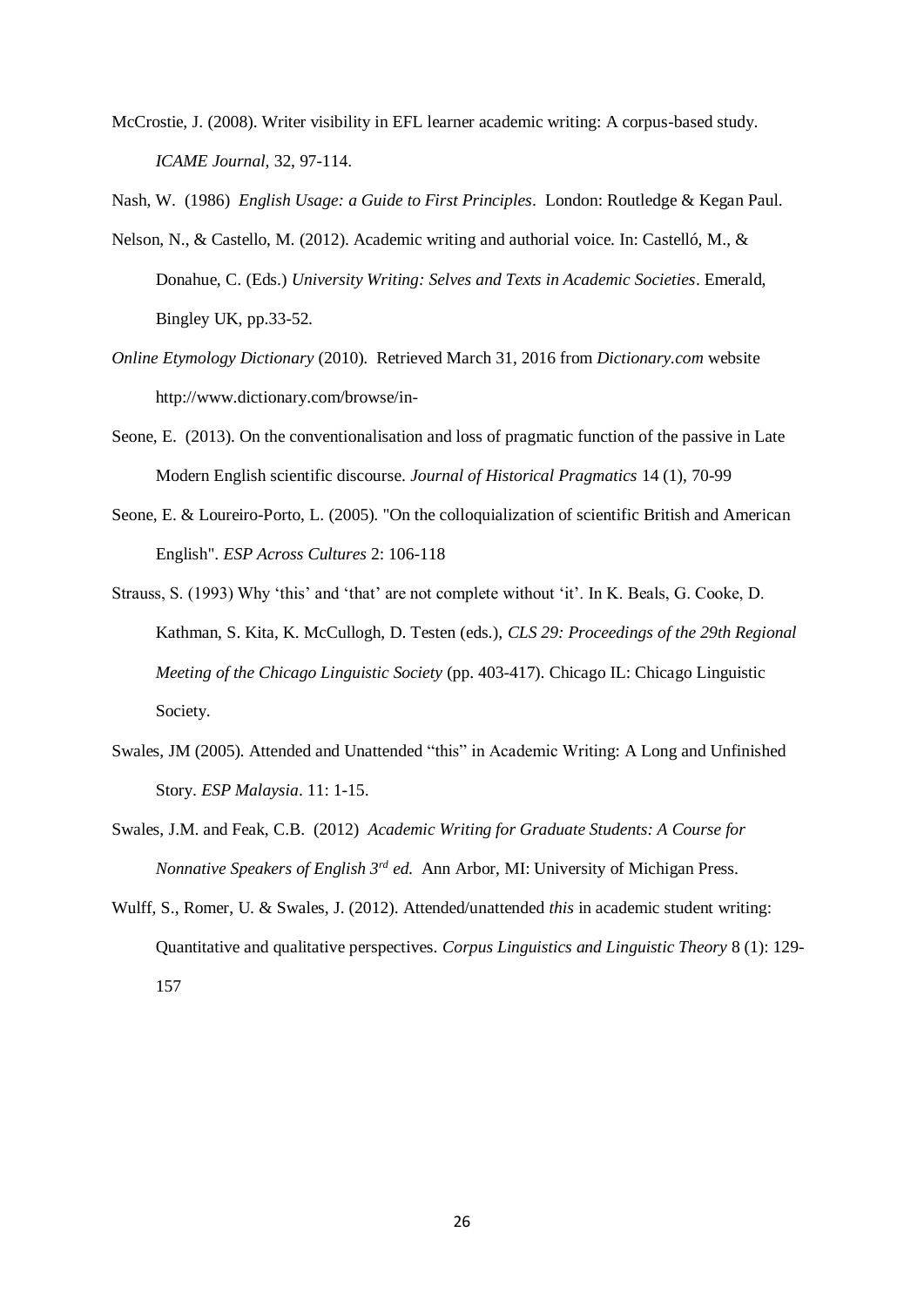McCrostie, J. (2008). Writer visibility in EFL learner academic writing: A corpus-based study. *ICAME Journal*, 32, 97-114.

Nash, W. (1986) *English Usage: a Guide to First Principles*. London: Routledge & Kegan Paul.

Nelson, N., & Castello, M. (2012). Academic writing and authorial voice. In: Castelló, M., & Donahue, C. (Eds.) *University Writing: Selves and Texts in Academic Societies*. Emerald, Bingley UK, pp.33-52.

*Online Etymology Dictionary* (2010). Retrieved March 31, 2016 from *Dictionary.com* website http://www.dictionary.com/browse/in-

Seone, E. (2013). On the conventionalisation and loss of pragmatic function of the passive in Late Modern English scientific discourse. *Journal of Historical Pragmatics* 14 (1), 70-99

Seone, E. & Loureiro-Porto, L. (2005). "On the colloquialization of scientific British and American English". *ESP Across Cultures* 2: 106-118

Strauss, S. (1993) Why 'this' and 'that' are not complete without 'it'. In K. Beals, G. Cooke, D. Kathman, S. Kita, K. McCullogh, D. Testen (eds.), *CLS 29: Proceedings of the 29th Regional Meeting of the Chicago Linguistic Society* (pp. 403-417). Chicago IL: Chicago Linguistic Society.

Swales, JM (2005). Attended and Unattended "this" in Academic Writing: A Long and Unfinished Story. *ESP Malaysia*. 11: 1-15.

Swales, J.M. and Feak, C.B. (2012) *Academic Writing for Graduate Students: A Course for Nonnative Speakers of English 3rd ed.* Ann Arbor, MI: University of Michigan Press.

Wulff, S., Romer, U. & Swales, J. (2012). Attended/unattended *this* in academic student writing: Quantitative and qualitative perspectives. *Corpus Linguistics and Linguistic Theory* 8 (1): 129-157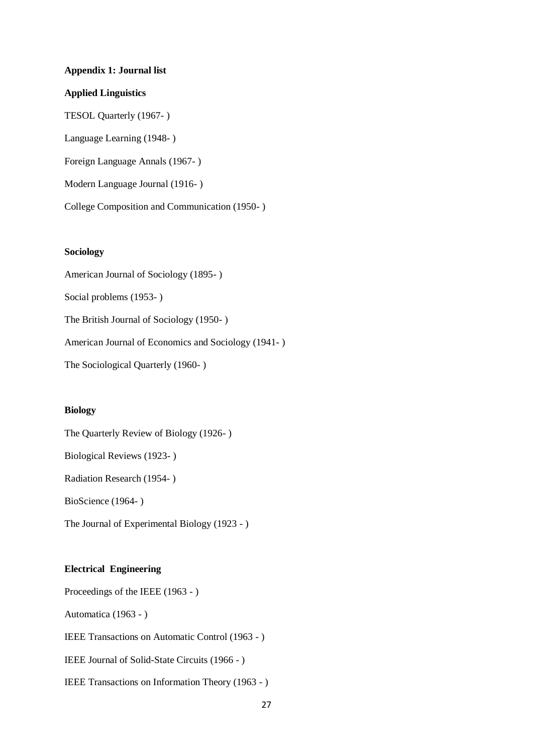## Appendix 1: Journal list

### Applied Linguistics

TESOL Quarterly (1967- )

Language Learning (1948- )

Foreign Language Annals (1967- )

Modern Language Journal (1916- )

College Composition and Communication (1950- )

### Sociology

American Journal of Sociology (1895- )

Social problems (1953- )

The British Journal of Sociology (1950- )

American Journal of Economics and Sociology (1941- )

The Sociological Quarterly (1960- )

### Biology

The Quarterly Review of Biology (1926- )

Biological Reviews (1923- )

Radiation Research (1954- )

BioScience (1964- )

The Journal of Experimental Biology (1923 - )

### Electrical Engineering

Proceedings of the IEEE (1963 - )

Automatica (1963 - )

IEEE Transactions on Automatic Control (1963 - )

IEEE Journal of Solid-State Circuits (1966 - )

IEEE Transactions on Information Theory (1963 - )